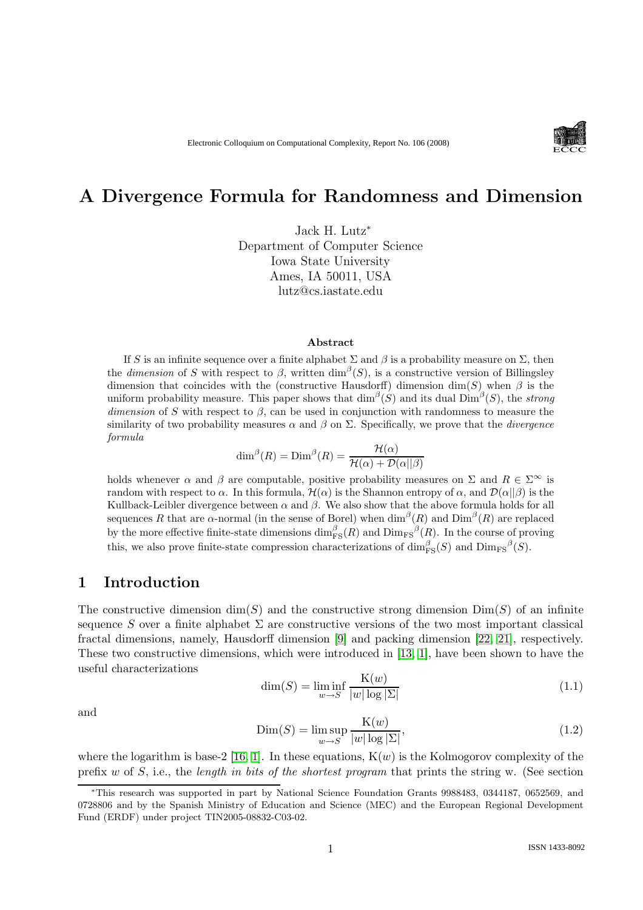# A Divergence Formula for Randomness and Dimension

Jack H. Lutz*
Department of Computer Science
Iowa State University
Ames, IA 50011, USA
lutz@cs.iastate.edu

### Abstract

If $S$ is an infinite sequence over a finite alphabet $\Sigma$ and $\beta$ is a probability measure on $\Sigma$, then the *dimension* of $S$ with respect to $\beta$, written $\dim^{\beta}(S)$, is a constructive version of Billingsley dimension that coincides with the (constructive Hausdorff) dimension $\dim(S)$ when $\beta$ is the uniform probability measure. This paper shows that $\dim^{\beta}(S)$ and its dual $\mathrm{Dim}^{\beta}(S)$, the *strong dimension* of $S$ with respect to $\beta$, can be used in conjunction with randomness to measure the similarity of two probability measures $\alpha$ and $\beta$ on $\Sigma$. Specifically, we prove that the *divergence formula*

$$\dim^{\beta}(R) = \mathrm{Dim}^{\beta}(R) = \frac{\mathcal{H}(\alpha)}{\mathcal{H}(\alpha) + \mathcal{D}(\alpha||\beta)}$$

holds whenever $\alpha$ and $\beta$ are computable, positive probability measures on $\Sigma$ and $R \in \Sigma^{\infty}$ is random with respect to $\alpha$. In this formula, $\mathcal{H}(\alpha)$ is the Shannon entropy of $\alpha$, and $\mathcal{D}(\alpha||\beta)$ is the Kullback-Leibler divergence between $\alpha$ and $\beta$. We also show that the above formula holds for all sequences $R$ that are $\alpha$-normal (in the sense of Borel) when $\dim^{\beta}(R)$ and $\mathrm{Dim}^{\beta}(R)$ are replaced by the more effective finite-state dimensions $\dim^{\beta}_{\mathrm{FS}}(R)$ and $\mathrm{Dim}_{\mathrm{FS}}{}^{\beta}(R)$. In the course of proving this, we also prove finite-state compression characterizations of $\dim^{\beta}_{\mathrm{FS}}(S)$ and $\mathrm{Dim}_{\mathrm{FS}}{}^{\beta}(S)$.

## 1 Introduction

The constructive dimension $\dim(S)$ and the constructive strong dimension $\mathrm{Dim}(S)$ of an infinite sequence $S$ over a finite alphabet $\Sigma$ are constructive versions of the two most important classical fractal dimensions, namely, Hausdorff dimension [9] and packing dimension [22, 21], respectively. These two constructive dimensions, which were introduced in [13, 1], have been shown to have the useful characterizations

$$\dim(S) = \liminf_{w \to S} \frac{\mathrm{K}(w)}{|w| \log |\Sigma|} \tag{1.1}$$

and

$$\mathrm{Dim}(S) = \limsup_{w \to S} \frac{\mathrm{K}(w)}{|w| \log |\Sigma|}, \tag{1.2}$$

where the logarithm is base-2 [16, 1]. In these equations, $\mathrm{K}(w)$ is the Kolmogorov complexity of the prefix $w$ of $S$, i.e., the *length in bits of the shortest program* that prints the string w. (See section

*This research was supported in part by National Science Foundation Grants 9988483, 0344187, 0652569, and 0728806 and by the Spanish Ministry of Education and Science (MEC) and the European Regional Development Fund (ERDF) under project TIN2005-08832-C03-02.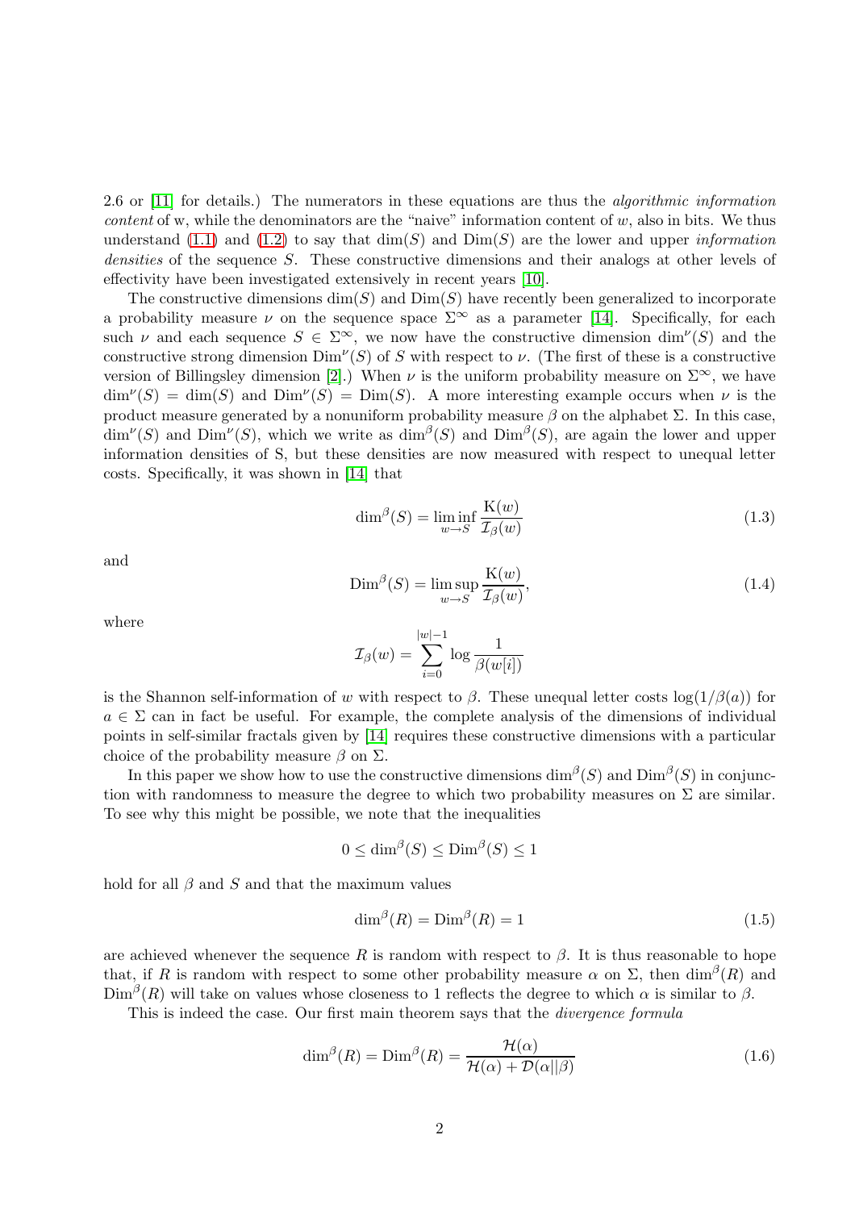2.6 or [11] for details.) The numerators in these equations are thus the *algorithmic information content* of w, while the denominators are the "naive" information content of $w$, also in bits. We thus understand (1.1) and (1.2) to say that $\dim(S)$ and $\mathrm{Dim}(S)$ are the lower and upper *information densities* of the sequence $S$. These constructive dimensions and their analogs at other levels of effectivity have been investigated extensively in recent years [10].

The constructive dimensions $\dim(S)$ and $\mathrm{Dim}(S)$ have recently been generalized to incorporate a probability measure $\nu$ on the sequence space $\Sigma^\infty$ as a parameter [14]. Specifically, for each such $\nu$ and each sequence $S \in \Sigma^\infty$, we now have the constructive dimension $\dim^\nu(S)$ and the constructive strong dimension $\mathrm{Dim}^\nu(S)$ of $S$ with respect to $\nu$. (The first of these is a constructive version of Billingsley dimension [2].) When $\nu$ is the uniform probability measure on $\Sigma^\infty$, we have $\dim^\nu(S) = \dim(S)$ and $\mathrm{Dim}^\nu(S) = \mathrm{Dim}(S)$. A more interesting example occurs when $\nu$ is the product measure generated by a nonuniform probability measure $\beta$ on the alphabet $\Sigma$. In this case, $\dim^\nu(S)$ and $\mathrm{Dim}^\nu(S)$, which we write as $\dim^\beta(S)$ and $\mathrm{Dim}^\beta(S)$, are again the lower and upper information densities of S, but these densities are now measured with respect to unequal letter costs. Specifically, it was shown in [14] that

$$\dim^\beta(S) = \liminf_{w \to S} \frac{\mathrm{K}(w)}{\mathcal{I}_\beta(w)} \tag{1.3}$$

and

$$\mathrm{Dim}^\beta(S) = \limsup_{w \to S} \frac{\mathrm{K}(w)}{\mathcal{I}_\beta(w)}, \tag{1.4}$$

where

$$\mathcal{I}_\beta(w) = \sum_{i=0}^{|w|-1} \log \frac{1}{\beta(w[i])}$$

is the Shannon self-information of $w$ with respect to $\beta$. These unequal letter costs $\log(1/\beta(a))$ for $a \in \Sigma$ can in fact be useful. For example, the complete analysis of the dimensions of individual points in self-similar fractals given by [14] requires these constructive dimensions with a particular choice of the probability measure $\beta$ on $\Sigma$.

In this paper we show how to use the constructive dimensions $\dim^\beta(S)$ and $\mathrm{Dim}^\beta(S)$ in conjunction with randomness to measure the degree to which two probability measures on $\Sigma$ are similar. To see why this might be possible, we note that the inequalities

$$0 \leq \dim^\beta(S) \leq \mathrm{Dim}^\beta(S) \leq 1$$

hold for all $\beta$ and $S$ and that the maximum values

$$\dim^\beta(R) = \mathrm{Dim}^\beta(R) = 1 \tag{1.5}$$

are achieved whenever the sequence $R$ is random with respect to $\beta$. It is thus reasonable to hope that, if $R$ is random with respect to some other probability measure $\alpha$ on $\Sigma$, then $\dim^\beta(R)$ and $\mathrm{Dim}^\beta(R)$ will take on values whose closeness to 1 reflects the degree to which $\alpha$ is similar to $\beta$.

This is indeed the case. Our first main theorem says that the *divergence formula*

$$\dim^\beta(R) = \mathrm{Dim}^\beta(R) = \frac{\mathcal{H}(\alpha)}{\mathcal{H}(\alpha) + \mathcal{D}(\alpha||\beta)} \tag{1.6}$$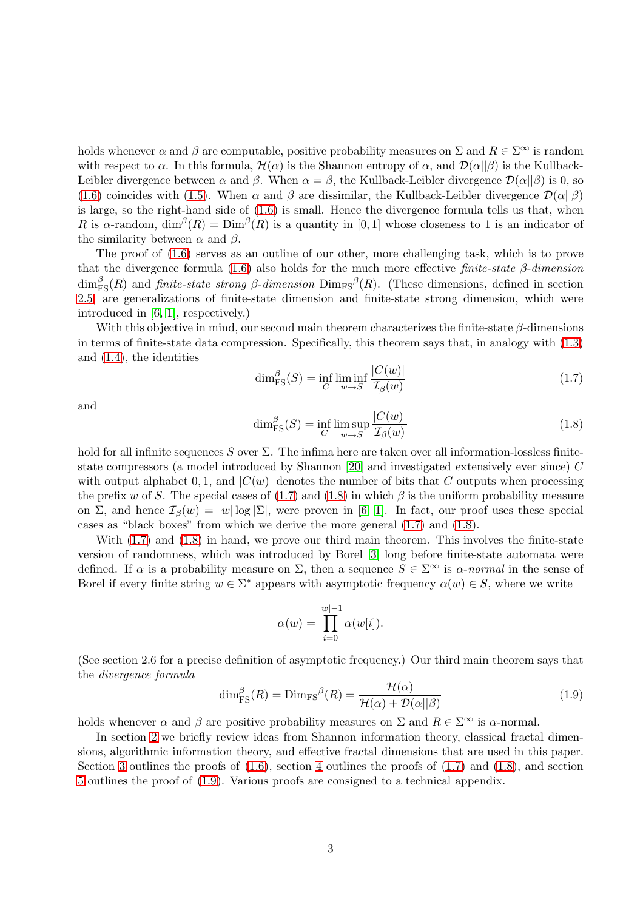holds whenever $\alpha$ and $\beta$ are computable, positive probability measures on $\Sigma$ and $R \in \Sigma^\infty$ is random with respect to $\alpha$. In this formula, $\mathcal{H}(\alpha)$ is the Shannon entropy of $\alpha$, and $\mathcal{D}(\alpha||\beta)$ is the Kullback-Leibler divergence between $\alpha$ and $\beta$. When $\alpha = \beta$, the Kullback-Leibler divergence $\mathcal{D}(\alpha||\beta)$ is 0, so (1.6) coincides with (1.5). When $\alpha$ and $\beta$ are dissimilar, the Kullback-Leibler divergence $\mathcal{D}(\alpha||\beta)$ is large, so the right-hand side of (1.6) is small. Hence the divergence formula tells us that, when $R$ is $\alpha$-random, $\dim^\beta(R) = \mathrm{Dim}^\beta(R)$ is a quantity in $[0,1]$ whose closeness to 1 is an indicator of the similarity between $\alpha$ and $\beta$.

The proof of (1.6) serves as an outline of our other, more challenging task, which is to prove that the divergence formula (1.6) also holds for the much more effective *finite-state $\beta$-dimension* $\dim^\beta_{\mathrm{FS}}(R)$ and *finite-state strong $\beta$-dimension* $\mathrm{Dim}_{\mathrm{FS}}{}^\beta(R)$. (These dimensions, defined in section 2.5, are generalizations of finite-state dimension and finite-state strong dimension, which were introduced in [6, 1], respectively.)

With this objective in mind, our second main theorem characterizes the finite-state $\beta$-dimensions in terms of finite-state data compression. Specifically, this theorem says that, in analogy with (1.3) and (1.4), the identities

$$\dim^\beta_{\mathrm{FS}}(S) = \inf_C \liminf_{w \to S} \frac{|C(w)|}{\mathcal{I}_\beta(w)} \tag{1.7}$$

and

$$\dim^\beta_{\mathrm{FS}}(S) = \inf_C \limsup_{w \to S} \frac{|C(w)|}{\mathcal{I}_\beta(w)} \tag{1.8}$$

hold for all infinite sequences $S$ over $\Sigma$. The infima here are taken over all information-lossless finite-state compressors (a model introduced by Shannon [20] and investigated extensively ever since) $C$ with output alphabet $0, 1$, and $|C(w)|$ denotes the number of bits that $C$ outputs when processing the prefix $w$ of $S$. The special cases of (1.7) and (1.8) in which $\beta$ is the uniform probability measure on $\Sigma$, and hence $\mathcal{I}_\beta(w) = |w| \log |\Sigma|$, were proven in [6, 1]. In fact, our proof uses these special cases as "black boxes" from which we derive the more general (1.7) and (1.8).

With (1.7) and (1.8) in hand, we prove our third main theorem. This involves the finite-state version of randomness, which was introduced by Borel [3] long before finite-state automata were defined. If $\alpha$ is a probability measure on $\Sigma$, then a sequence $S \in \Sigma^\infty$ is *$\alpha$-normal* in the sense of Borel if every finite string $w \in \Sigma^*$ appears with asymptotic frequency $\alpha(w) \in S$, where we write

$$\alpha(w) = \prod_{i=0}^{|w|-1} \alpha(w[i]).$$

(See section 2.6 for a precise definition of asymptotic frequency.) Our third main theorem says that the *divergence formula*

$$\dim^\beta_{\mathrm{FS}}(R) = \mathrm{Dim}_{\mathrm{FS}}{}^\beta(R) = \frac{\mathcal{H}(\alpha)}{\mathcal{H}(\alpha) + \mathcal{D}(\alpha||\beta)} \tag{1.9}$$

holds whenever $\alpha$ and $\beta$ are positive probability measures on $\Sigma$ and $R \in \Sigma^\infty$ is $\alpha$-normal.

In section 2 we briefly review ideas from Shannon information theory, classical fractal dimensions, algorithmic information theory, and effective fractal dimensions that are used in this paper. Section 3 outlines the proofs of (1.6), section 4 outlines the proofs of (1.7) and (1.8), and section 5 outlines the proof of (1.9). Various proofs are consigned to a technical appendix.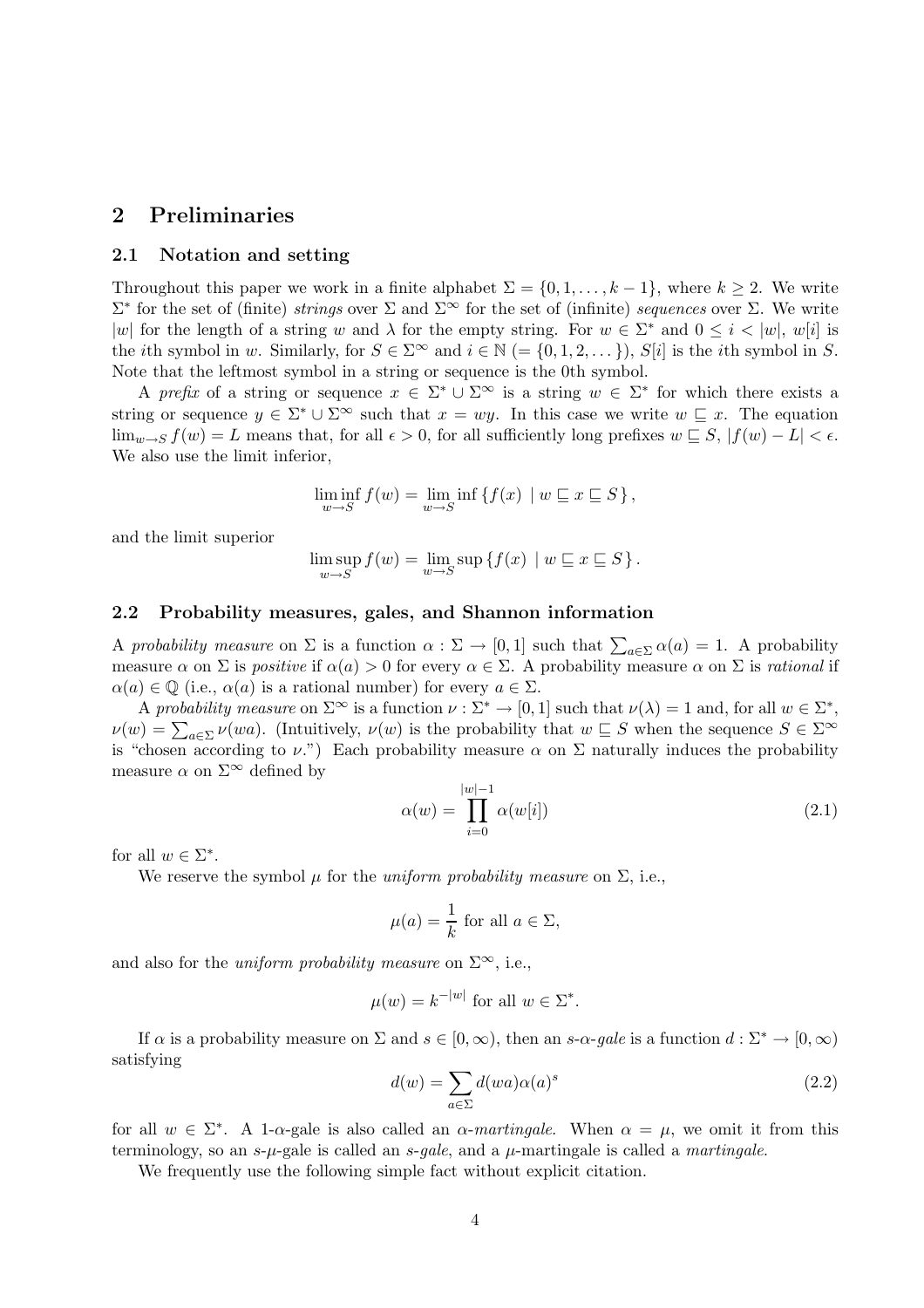## 2 Preliminaries

### 2.1 Notation and setting

Throughout this paper we work in a finite alphabet $\Sigma = \{0, 1, \ldots, k-1\}$, where $k \geq 2$. We write $\Sigma^*$ for the set of (finite) *strings* over $\Sigma$ and $\Sigma^\infty$ for the set of (infinite) *sequences* over $\Sigma$. We write $|w|$ for the length of a string $w$ and $\lambda$ for the empty string. For $w \in \Sigma^*$ and $0 \leq i < |w|$, $w[i]$ is the $i$th symbol in $w$. Similarly, for $S \in \Sigma^\infty$ and $i \in \mathbb{N}$ $(= \{0, 1, 2, \ldots\})$, $S[i]$ is the $i$th symbol in $S$. Note that the leftmost symbol in a string or sequence is the 0th symbol.

A *prefix* of a string or sequence $x \in \Sigma^* \cup \Sigma^\infty$ is a string $w \in \Sigma^*$ for which there exists a string or sequence $y \in \Sigma^* \cup \Sigma^\infty$ such that $x = wy$. In this case we write $w \sqsubseteq x$. The equation $\lim_{w \to S} f(w) = L$ means that, for all $\epsilon > 0$, for all sufficiently long prefixes $w \sqsubseteq S$, $|f(w) - L| < \epsilon$. We also use the limit inferior,

$$\liminf_{w \to S} f(w) = \lim_{w \to S} \inf \{ f(x) \mid w \sqsubseteq x \sqsubseteq S \},$$

and the limit superior

$$\limsup_{w \to S} f(w) = \lim_{w \to S} \sup \{ f(x) \mid w \sqsubseteq x \sqsubseteq S \}.$$

### 2.2 Probability measures, gales, and Shannon information

A *probability measure* on $\Sigma$ is a function $\alpha : \Sigma \to [0, 1]$ such that $\sum_{a \in \Sigma} \alpha(a) = 1$. A probability measure $\alpha$ on $\Sigma$ is *positive* if $\alpha(a) > 0$ for every $\alpha \in \Sigma$. A probability measure $\alpha$ on $\Sigma$ is *rational* if $\alpha(a) \in \mathbb{Q}$ (i.e., $\alpha(a)$ is a rational number) for every $a \in \Sigma$.

A *probability measure* on $\Sigma^\infty$ is a function $\nu : \Sigma^* \to [0, 1]$ such that $\nu(\lambda) = 1$ and, for all $w \in \Sigma^*$, $\nu(w) = \sum_{a \in \Sigma} \nu(wa)$. (Intuitively, $\nu(w)$ is the probability that $w \sqsubseteq S$ when the sequence $S \in \Sigma^\infty$ is "chosen according to $\nu$.") Each probability measure $\alpha$ on $\Sigma$ naturally induces the probability measure $\alpha$ on $\Sigma^\infty$ defined by

$$\alpha(w) = \prod_{i=0}^{|w|-1} \alpha(w[i]) \tag{2.1}$$

for all $w \in \Sigma^*$.

We reserve the symbol $\mu$ for the *uniform probability measure* on $\Sigma$, i.e.,

$$\mu(a) = \frac{1}{k} \text{ for all } a \in \Sigma,$$

and also for the *uniform probability measure* on $\Sigma^\infty$, i.e.,

$$\mu(w) = k^{-|w|} \text{ for all } w \in \Sigma^*.$$

If $\alpha$ is a probability measure on $\Sigma$ and $s \in [0, \infty)$, then an *$s$-$\alpha$-gale* is a function $d : \Sigma^* \to [0, \infty)$ satisfying

$$d(w) = \sum_{a \in \Sigma} d(wa)\alpha(a)^s \tag{2.2}$$

for all $w \in \Sigma^*$. A 1-$\alpha$-gale is also called an *$\alpha$-martingale*. When $\alpha = \mu$, we omit it from this terminology, so an $s$-$\mu$-gale is called an *$s$-gale*, and a $\mu$-martingale is called a *martingale*.

We frequently use the following simple fact without explicit citation.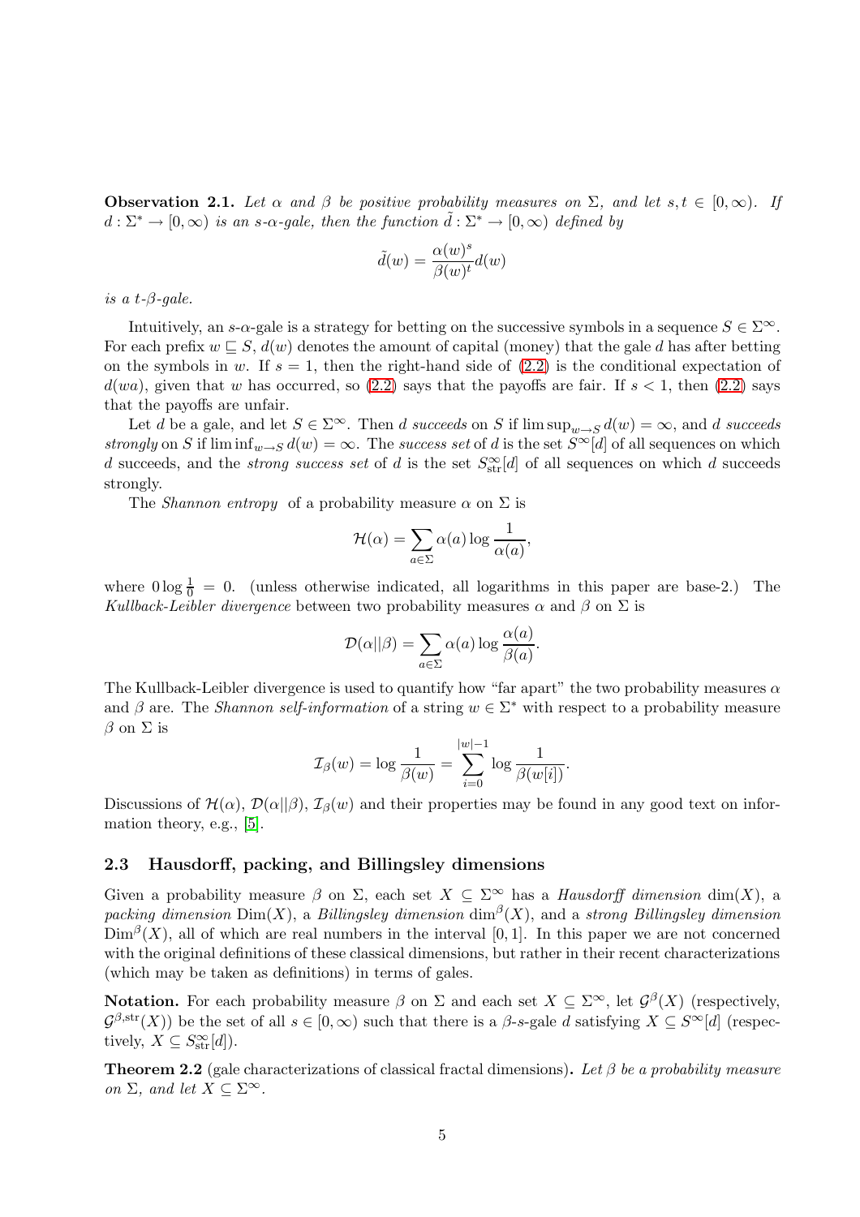**Observation 2.1.** *Let $\alpha$ and $\beta$ be positive probability measures on $\Sigma$, and let $s, t \in [0, \infty)$. If $d : \Sigma^* \to [0, \infty)$ is an $s$-$\alpha$-gale, then the function $\tilde{d} : \Sigma^* \to [0, \infty)$ defined by*

$$\tilde{d}(w) = \frac{\alpha(w)^s}{\beta(w)^t} d(w)$$

*is a $t$-$\beta$-gale.*

Intuitively, an $s$-$\alpha$-gale is a strategy for betting on the successive symbols in a sequence $S \in \Sigma^\infty$. For each prefix $w \sqsubseteq S$, $d(w)$ denotes the amount of capital (money) that the gale $d$ has after betting on the symbols in $w$. If $s = 1$, then the right-hand side of (2.2) is the conditional expectation of $d(wa)$, given that $w$ has occurred, so (2.2) says that the payoffs are fair. If $s < 1$, then (2.2) says that the payoffs are unfair.

Let $d$ be a gale, and let $S \in \Sigma^\infty$. Then $d$ *succeeds* on $S$ if $\limsup_{w \to S} d(w) = \infty$, and $d$ *succeeds strongly* on $S$ if $\liminf_{w \to S} d(w) = \infty$. The *success set* of $d$ is the set $S^\infty[d]$ of all sequences on which $d$ succeeds, and the *strong success set* of $d$ is the set $S^\infty_{\text{str}}[d]$ of all sequences on which $d$ succeeds strongly.

The *Shannon entropy* of a probability measure $\alpha$ on $\Sigma$ is

$$\mathcal{H}(\alpha) = \sum_{a \in \Sigma} \alpha(a) \log \frac{1}{\alpha(a)},$$

where $0 \log \frac{1}{0} = 0$. (unless otherwise indicated, all logarithms in this paper are base-2.) The *Kullback-Leibler divergence* between two probability measures $\alpha$ and $\beta$ on $\Sigma$ is

$$\mathcal{D}(\alpha || \beta) = \sum_{a \in \Sigma} \alpha(a) \log \frac{\alpha(a)}{\beta(a)}.$$

The Kullback-Leibler divergence is used to quantify how "far apart" the two probability measures $\alpha$ and $\beta$ are. The *Shannon self-information* of a string $w \in \Sigma^*$ with respect to a probability measure $\beta$ on $\Sigma$ is

$$\mathcal{I}_\beta(w) = \log \frac{1}{\beta(w)} = \sum_{i=0}^{|w|-1} \log \frac{1}{\beta(w[i])}.$$

Discussions of $\mathcal{H}(\alpha)$, $\mathcal{D}(\alpha||\beta)$, $\mathcal{I}_\beta(w)$ and their properties may be found in any good text on information theory, e.g., [5].

### 2.3 Hausdorff, packing, and Billingsley dimensions

Given a probability measure $\beta$ on $\Sigma$, each set $X \subseteq \Sigma^\infty$ has a *Hausdorff dimension* $\dim(X)$, a *packing dimension* $\mathrm{Dim}(X)$, a *Billingsley dimension* $\dim^\beta(X)$, and a *strong Billingsley dimension* $\mathrm{Dim}^\beta(X)$, all of which are real numbers in the interval $[0, 1]$. In this paper we are not concerned with the original definitions of these classical dimensions, but rather in their recent characterizations (which may be taken as definitions) in terms of gales.

**Notation.** For each probability measure $\beta$ on $\Sigma$ and each set $X \subseteq \Sigma^\infty$, let $\mathcal{G}^\beta(X)$ (respectively, $\mathcal{G}^{\beta,\text{str}}(X)$) be the set of all $s \in [0, \infty)$ such that there is a $\beta$-$s$-gale $d$ satisfying $X \subseteq S^\infty[d]$ (respectively, $X \subseteq S^\infty_{\text{str}}[d]$).

**Theorem 2.2** (gale characterizations of classical fractal dimensions)**.** *Let $\beta$ be a probability measure on $\Sigma$, and let $X \subseteq \Sigma^\infty$.*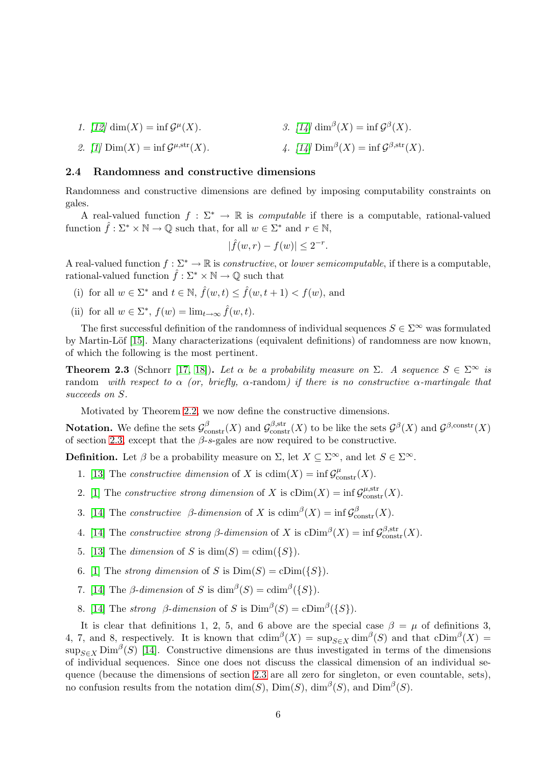1. [12] $\dim(X) = \inf \mathcal{G}^{\mu}(X)$.
2. [1] $\mathrm{Dim}(X) = \inf \mathcal{G}^{\mu,\mathrm{str}}(X)$.
3. [14] $\dim^{\beta}(X) = \inf \mathcal{G}^{\beta}(X)$.
4. [14] $\mathrm{Dim}^{\beta}(X) = \inf \mathcal{G}^{\beta,\mathrm{str}}(X)$.

### 2.4 Randomness and constructive dimensions

Randomness and constructive dimensions are defined by imposing computability constraints on gales.

A real-valued function $f : \Sigma^* \to \mathbb{R}$ is *computable* if there is a computable, rational-valued function $\hat{f} : \Sigma^* \times \mathbb{N} \to \mathbb{Q}$ such that, for all $w \in \Sigma^*$ and $r \in \mathbb{N}$,

$$|\hat{f}(w, r) - f(w)| \le 2^{-r}.$$

A real-valued function $f : \Sigma^* \to \mathbb{R}$ is *constructive*, or *lower semicomputable*, if there is a computable, rational-valued function $\hat{f} : \Sigma^* \times \mathbb{N} \to \mathbb{Q}$ such that

(i) for all $w \in \Sigma^*$ and $t \in \mathbb{N}$, $\hat{f}(w, t) \le \hat{f}(w, t + 1) < f(w)$, and

(ii) for all $w \in \Sigma^*$, $f(w) = \lim_{t\to\infty} \hat{f}(w, t)$.

The first successful definition of the randomness of individual sequences $S \in \Sigma^\infty$ was formulated by Martin-Löf [15]. Many characterizations (equivalent definitions) of randomness are now known, of which the following is the most pertinent.

**Theorem 2.3** (Schnorr [17, 18]). *Let $\alpha$ be a probability measure on $\Sigma$. A sequence $S \in \Sigma^\infty$ is* random *with respect to $\alpha$ (or, briefly, $\alpha$-*random*) if there is no constructive $\alpha$-martingale that succeeds on $S$.*

Motivated by Theorem 2.2, we now define the constructive dimensions.

**Notation.** We define the sets $\mathcal{G}^{\beta}_{\mathrm{constr}}(X)$ and $\mathcal{G}^{\beta,\mathrm{str}}_{\mathrm{constr}}(X)$ to be like the sets $\mathcal{G}^{\beta}(X)$ and $\mathcal{G}^{\beta,\mathrm{constr}}(X)$ of section 2.3, except that the $\beta$-$s$-gales are now required to be constructive.

**Definition.** Let $\beta$ be a probability measure on $\Sigma$, let $X \subseteq \Sigma^\infty$, and let $S \in \Sigma^\infty$.

1. [13] The *constructive dimension* of $X$ is $\mathrm{cdim}(X) = \inf \mathcal{G}^{\mu}_{\mathrm{constr}}(X)$.
2. [1] The *constructive strong dimension* of $X$ is $\mathrm{cDim}(X) = \inf \mathcal{G}^{\mu,\mathrm{str}}_{\mathrm{constr}}(X)$.
3. [14] The *constructive $\beta$-dimension* of $X$ is $\mathrm{cdim}^{\beta}(X) = \inf \mathcal{G}^{\beta}_{\mathrm{constr}}(X)$.
4. [14] The *constructive strong $\beta$-dimension* of $X$ is $\mathrm{cDim}^{\beta}(X) = \inf \mathcal{G}^{\beta,\mathrm{str}}_{\mathrm{constr}}(X)$.
5. [13] The *dimension* of $S$ is $\dim(S) = \mathrm{cdim}(\{S\})$.
6. [1] The *strong dimension* of $S$ is $\mathrm{Dim}(S) = \mathrm{cDim}(\{S\})$.
7. [14] The *$\beta$-dimension* of $S$ is $\dim^{\beta}(S) = \mathrm{cdim}^{\beta}(\{S\})$.
8. [14] The *strong $\beta$-dimension* of $S$ is $\mathrm{Dim}^{\beta}(S) = \mathrm{cDim}^{\beta}(\{S\})$.

It is clear that definitions 1, 2, 5, and 6 above are the special case $\beta = \mu$ of definitions 3, 4, 7, and 8, respectively. It is known that $\mathrm{cdim}^{\beta}(X) = \sup_{S\in X} \dim^{\beta}(S)$ and that $\mathrm{cDim}^{\beta}(X) = \sup_{S\in X} \mathrm{Dim}^{\beta}(S)$ [14]. Constructive dimensions are thus investigated in terms of the dimensions of individual sequences. Since one does not discuss the classical dimension of an individual sequence (because the dimensions of section 2.3 are all zero for singleton, or even countable, sets), no confusion results from the notation $\dim(S)$, $\mathrm{Dim}(S)$, $\dim^{\beta}(S)$, and $\mathrm{Dim}^{\beta}(S)$.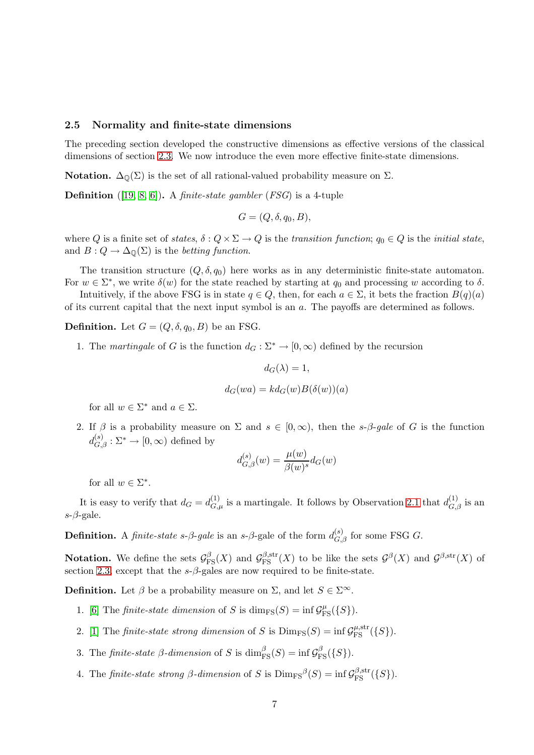### 2.5 Normality and finite-state dimensions

The preceding section developed the constructive dimensions as effective versions of the classical dimensions of section 2.3. We now introduce the even more effective finite-state dimensions.

**Notation.** $\Delta_{\mathbb{Q}}(\Sigma)$ is the set of all rational-valued probability measure on $\Sigma$.

**Definition** ([19, 8, 6]). A *finite-state gambler* (*FSG*) is a 4-tuple

$$G = (Q, \delta, q_0, B),$$

where $Q$ is a finite set of *states*, $\delta : Q \times \Sigma \to Q$ is the *transition function*; $q_0 \in Q$ is the *initial state*, and $B : Q \to \Delta_{\mathbb{Q}}(\Sigma)$ is the *betting function*.

The transition structure $(Q, \delta, q_0)$ here works as in any deterministic finite-state automaton. For $w \in \Sigma^*$, we write $\delta(w)$ for the state reached by starting at $q_0$ and processing $w$ according to $\delta$.

Intuitively, if the above FSG is in state $q \in Q$, then, for each $a \in \Sigma$, it bets the fraction $B(q)(a)$ of its current capital that the next input symbol is an $a$. The payoffs are determined as follows.

**Definition.** Let $G = (Q, \delta, q_0, B)$ be an FSG.

1. The *martingale* of $G$ is the function $d_G : \Sigma^* \to [0, \infty)$ defined by the recursion

$$d_G(\lambda) = 1,$$

$$d_G(wa) = kd_G(w)B(\delta(w))(a)$$

   for all $w \in \Sigma^*$ and $a \in \Sigma$.

2. If $\beta$ is a probability measure on $\Sigma$ and $s \in [0, \infty)$, then the *s-$\beta$-gale* of $G$ is the function $d^{(s)}_{G,\beta} : \Sigma^* \to [0, \infty)$ defined by

$$d^{(s)}_{G,\beta}(w) = \frac{\mu(w)}{\beta(w)^s} d_G(w)$$

   for all $w \in \Sigma^*$.

It is easy to verify that $d_G = d^{(1)}_{G,\mu}$ is a martingale. It follows by Observation 2.1 that $d^{(1)}_{G,\beta}$ is an $s$-$\beta$-gale.

**Definition.** A *finite-state s-$\beta$-gale* is an $s$-$\beta$-gale of the form $d^{(s)}_{G,\beta}$ for some FSG $G$.

**Notation.** We define the sets $\mathcal{G}^{\beta}_{\mathrm{FS}}(X)$ and $\mathcal{G}^{\beta,\mathrm{str}}_{\mathrm{FS}}(X)$ to be like the sets $\mathcal{G}^{\beta}(X)$ and $\mathcal{G}^{\beta,\mathrm{str}}(X)$ of section 2.3, except that the $s$-$\beta$-gales are now required to be finite-state.

**Definition.** Let $\beta$ be a probability measure on $\Sigma$, and let $S \in \Sigma^\infty$.

1. [6] The *finite-state dimension* of $S$ is $\dim_{\mathrm{FS}}(S) = \inf \mathcal{G}^{\mu}_{\mathrm{FS}}(\{S\})$.
2. [1] The *finite-state strong dimension* of $S$ is $\mathrm{Dim}_{\mathrm{FS}}(S) = \inf \mathcal{G}^{\mu,\mathrm{str}}_{\mathrm{FS}}(\{S\})$.
3. The *finite-state $\beta$-dimension* of $S$ is $\dim^{\beta}_{\mathrm{FS}}(S) = \inf \mathcal{G}^{\beta}_{\mathrm{FS}}(\{S\})$.
4. The *finite-state strong $\beta$-dimension* of $S$ is ${\mathrm{Dim}_{\mathrm{FS}}}^{\beta}(S) = \inf \mathcal{G}^{\beta,\mathrm{str}}_{\mathrm{FS}}(\{S\})$.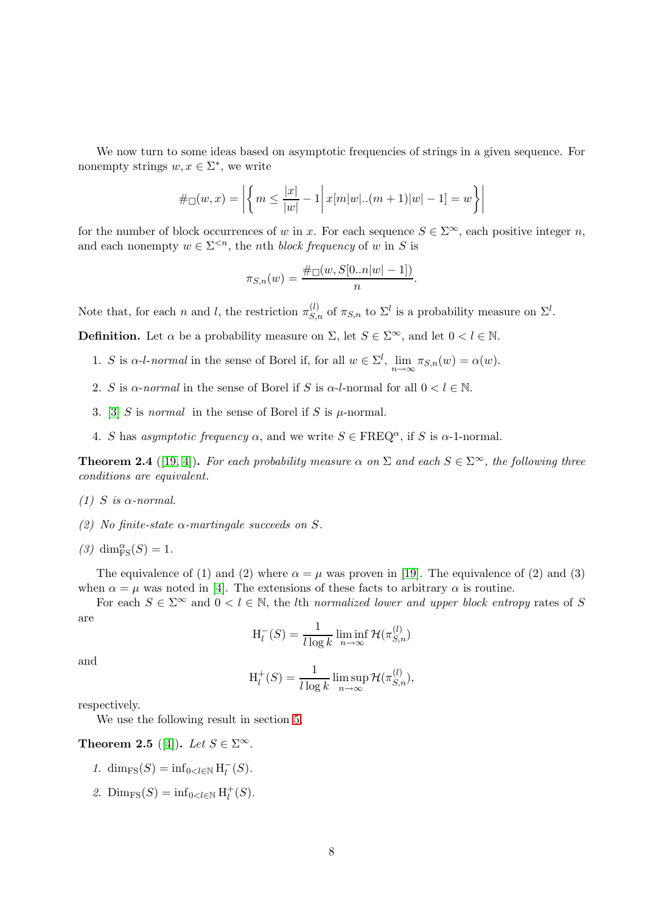We now turn to some ideas based on asymptotic frequencies of strings in a given sequence. For nonempty strings $w, x \in \Sigma^*$, we write

$$\#_{\square}(w,x) = \left| \left\{ m \leq \frac{|x|}{|w|} - 1 \,\middle|\, x[m|w|..(m+1)|w|-1] = w \right\} \right|$$

for the number of block occurrences of $w$ in $x$. For each sequence $S \in \Sigma^\infty$, each positive integer $n$, and each nonempty $w \in \Sigma^{<n}$, the $n$th *block frequency* of $w$ in $S$ is

$$\pi_{S,n}(w) = \frac{\#_{\square}(w, S[0..n|w|-1])}{n}.$$

Note that, for each $n$ and $l$, the restriction $\pi_{S,n}^{(l)}$ of $\pi_{S,n}$ to $\Sigma^l$ is a probability measure on $\Sigma^l$.

**Definition.** Let $\alpha$ be a probability measure on $\Sigma$, let $S \in \Sigma^\infty$, and let $0 < l \in \mathbb{N}$.

1. $S$ is *$\alpha$-$l$-normal* in the sense of Borel if, for all $w \in \Sigma^l$, $\lim_{n\to\infty} \pi_{S,n}(w) = \alpha(w)$.
2. $S$ is *$\alpha$-normal* in the sense of Borel if $S$ is $\alpha$-$l$-normal for all $0 < l \in \mathbb{N}$.
3. [3] $S$ is *normal* in the sense of Borel if $S$ is $\mu$-normal.
4. $S$ has *asymptotic frequency* $\alpha$, and we write $S \in \mathrm{FREQ}^\alpha$, if $S$ is $\alpha$-1-normal.

**Theorem 2.4** ([19, 4]). *For each probability measure $\alpha$ on $\Sigma$ and each $S \in \Sigma^\infty$, the following three conditions are equivalent.*

*(1) $S$ is $\alpha$-normal.*

*(2) No finite-state $\alpha$-martingale succeeds on $S$.*

*(3) $\dim_{\mathrm{FS}}^\alpha(S) = 1$.*

The equivalence of (1) and (2) where $\alpha = \mu$ was proven in [19]. The equivalence of (2) and (3) when $\alpha = \mu$ was noted in [4]. The extensions of these facts to arbitrary $\alpha$ is routine.

For each $S \in \Sigma^\infty$ and $0 < l \in \mathbb{N}$, the $l$th *normalized lower and upper block entropy* rates of $S$ are

$$\mathrm{H}_l^-(S) = \frac{1}{l \log k} \liminf_{n\to\infty} \mathcal{H}(\pi_{S,n}^{(l)})$$

and

$$\mathrm{H}_l^+(S) = \frac{1}{l \log k} \limsup_{n\to\infty} \mathcal{H}(\pi_{S,n}^{(l)}),$$

respectively.

We use the following result in section 5.

**Theorem 2.5** ([4]). *Let $S \in \Sigma^\infty$.*

1. $\dim_{\mathrm{FS}}(S) = \inf_{0<l\in\mathbb{N}} \mathrm{H}_l^-(S)$.
2. $\mathrm{Dim}_{\mathrm{FS}}(S) = \inf_{0<l\in\mathbb{N}} \mathrm{H}_l^+(S)$.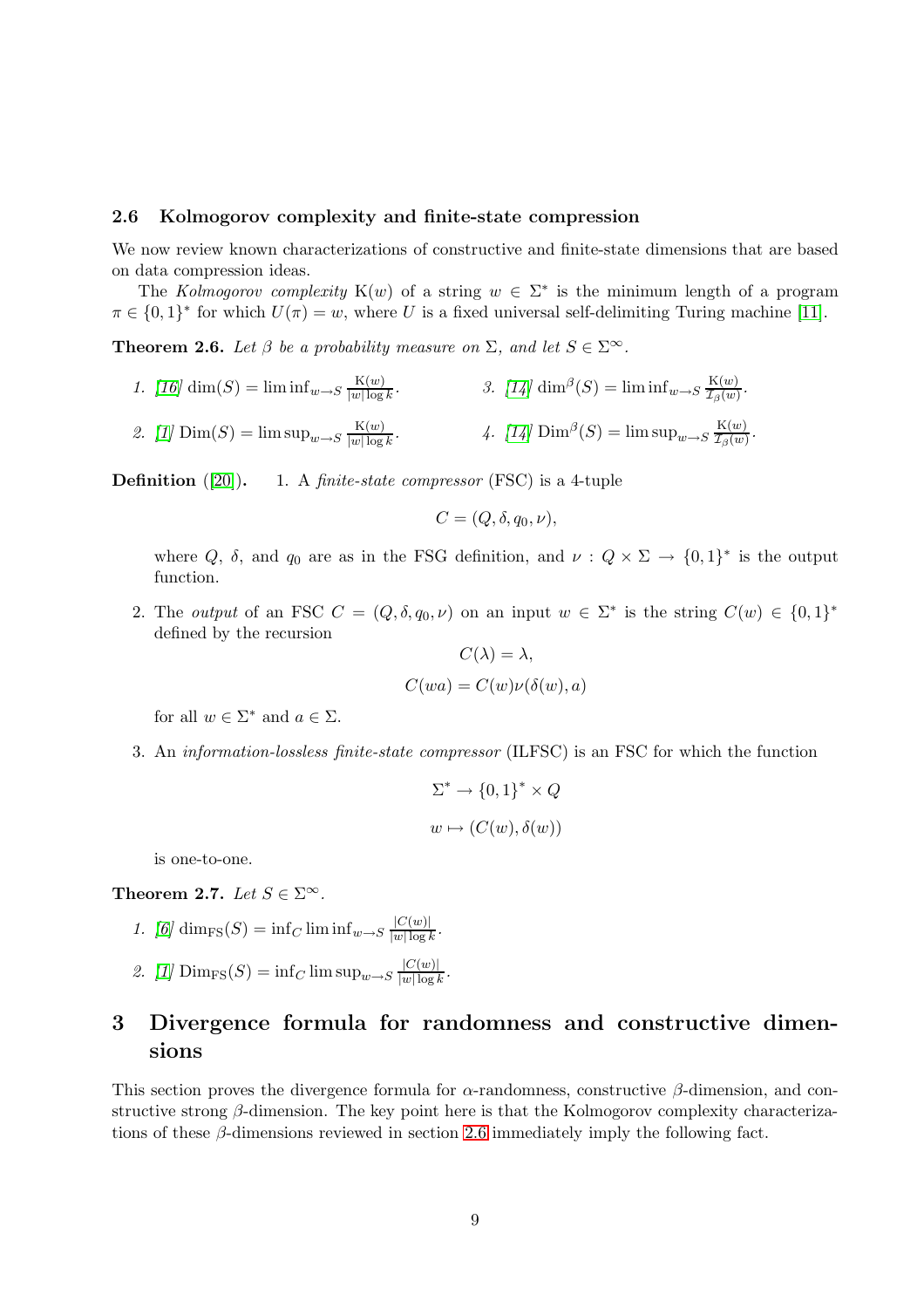### 2.6 Kolmogorov complexity and finite-state compression

We now review known characterizations of constructive and finite-state dimensions that are based on data compression ideas.

The *Kolmogorov complexity* $\mathrm{K}(w)$ of a string $w \in \Sigma^*$ is the minimum length of a program $\pi \in \{0,1\}^*$ for which $U(\pi) = w$, where $U$ is a fixed universal self-delimiting Turing machine [11].

**Theorem 2.6.** *Let $\beta$ be a probability measure on $\Sigma$, and let $S \in \Sigma^\infty$.*

1. [16] $\dim(S) = \liminf_{w \to S} \frac{\mathrm{K}(w)}{|w| \log k}$.
2. [1] $\mathrm{Dim}(S) = \limsup_{w \to S} \frac{\mathrm{K}(w)}{|w| \log k}$.
3. [14] $\dim^\beta(S) = \liminf_{w \to S} \frac{\mathrm{K}(w)}{\mathcal{I}_\beta(w)}$.
4. [14] $\mathrm{Dim}^\beta(S) = \limsup_{w \to S} \frac{\mathrm{K}(w)}{\mathcal{I}_\beta(w)}$.

**Definition** ([20]).

1. A *finite-state compressor* (FSC) is a 4-tuple
$$C = (Q, \delta, q_0, \nu),$$
where $Q$, $\delta$, and $q_0$ are as in the FSG definition, and $\nu : Q \times \Sigma \to \{0,1\}^*$ is the output function.

2. The *output* of an FSC $C = (Q, \delta, q_0, \nu)$ on an input $w \in \Sigma^*$ is the string $C(w) \in \{0,1\}^*$ defined by the recursion
$$C(\lambda) = \lambda,$$
$$C(wa) = C(w)\nu(\delta(w), a)$$
for all $w \in \Sigma^*$ and $a \in \Sigma$.

3. An *information-lossless finite-state compressor* (ILFSC) is an FSC for which the function
$$\Sigma^* \to \{0,1\}^* \times Q$$
$$w \mapsto (C(w), \delta(w))$$
is one-to-one.

**Theorem 2.7.** *Let $S \in \Sigma^\infty$.*

1. [6] $\dim_{\mathrm{FS}}(S) = \inf_C \liminf_{w \to S} \frac{|C(w)|}{|w| \log k}$.
2. [1] $\mathrm{Dim}_{\mathrm{FS}}(S) = \inf_C \limsup_{w \to S} \frac{|C(w)|}{|w| \log k}$.

# 3 Divergence formula for randomness and constructive dimensions

This section proves the divergence formula for $\alpha$-randomness, constructive $\beta$-dimension, and constructive strong $\beta$-dimension. The key point here is that the Kolmogorov complexity characterizations of these $\beta$-dimensions reviewed in section 2.6 immediately imply the following fact.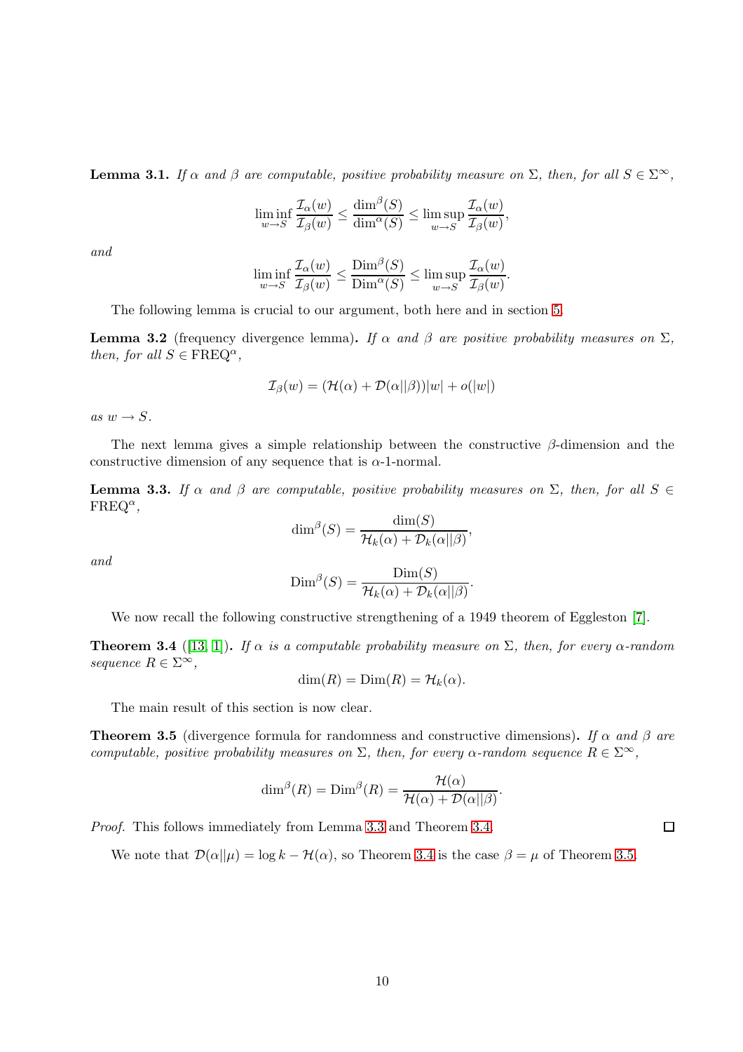**Lemma 3.1.** *If $\alpha$ and $\beta$ are computable, positive probability measure on $\Sigma$, then, for all $S \in \Sigma^\infty$,*

$$\liminf_{w \to S} \frac{\mathcal{I}_\alpha(w)}{\mathcal{I}_\beta(w)} \leq \frac{\dim^\beta(S)}{\dim^\alpha(S)} \leq \limsup_{w \to S} \frac{\mathcal{I}_\alpha(w)}{\mathcal{I}_\beta(w)},$$

*and*

$$\liminf_{w \to S} \frac{\mathcal{I}_\alpha(w)}{\mathcal{I}_\beta(w)} \leq \frac{\mathrm{Dim}^\beta(S)}{\mathrm{Dim}^\alpha(S)} \leq \limsup_{w \to S} \frac{\mathcal{I}_\alpha(w)}{\mathcal{I}_\beta(w)}.$$

The following lemma is crucial to our argument, both here and in section 5.

**Lemma 3.2** (frequency divergence lemma)**.** *If $\alpha$ and $\beta$ are positive probability measures on $\Sigma$, then, for all $S \in \mathrm{FREQ}^\alpha$,*

$$\mathcal{I}_\beta(w) = (\mathcal{H}(\alpha) + \mathcal{D}(\alpha||\beta))|w| + o(|w|)$$

*as $w \to S$.*

The next lemma gives a simple relationship between the constructive $\beta$-dimension and the constructive dimension of any sequence that is $\alpha$-1-normal.

**Lemma 3.3.** *If $\alpha$ and $\beta$ are computable, positive probability measures on $\Sigma$, then, for all $S \in \mathrm{FREQ}^\alpha$,*

$$\dim^\beta(S) = \frac{\dim(S)}{\mathcal{H}_k(\alpha) + \mathcal{D}_k(\alpha||\beta)},$$

*and*

$$\mathrm{Dim}^\beta(S) = \frac{\mathrm{Dim}(S)}{\mathcal{H}_k(\alpha) + \mathcal{D}_k(\alpha||\beta)}.$$

We now recall the following constructive strengthening of a 1949 theorem of Eggleston [7].

**Theorem 3.4** ([13, 1])**.** *If $\alpha$ is a computable probability measure on $\Sigma$, then, for every $\alpha$-random sequence $R \in \Sigma^\infty$,*

$$\dim(R) = \mathrm{Dim}(R) = \mathcal{H}_k(\alpha).$$

The main result of this section is now clear.

**Theorem 3.5** (divergence formula for randomness and constructive dimensions)**.** *If $\alpha$ and $\beta$ are computable, positive probability measures on $\Sigma$, then, for every $\alpha$-random sequence $R \in \Sigma^\infty$,*

$$\dim^\beta(R) = \mathrm{Dim}^\beta(R) = \frac{\mathcal{H}(\alpha)}{\mathcal{H}(\alpha) + \mathcal{D}(\alpha||\beta)}.$$

*Proof.* This follows immediately from Lemma 3.3 and Theorem 3.4. □

We note that $\mathcal{D}(\alpha||\mu) = \log k - \mathcal{H}(\alpha)$, so Theorem 3.4 is the case $\beta = \mu$ of Theorem 3.5.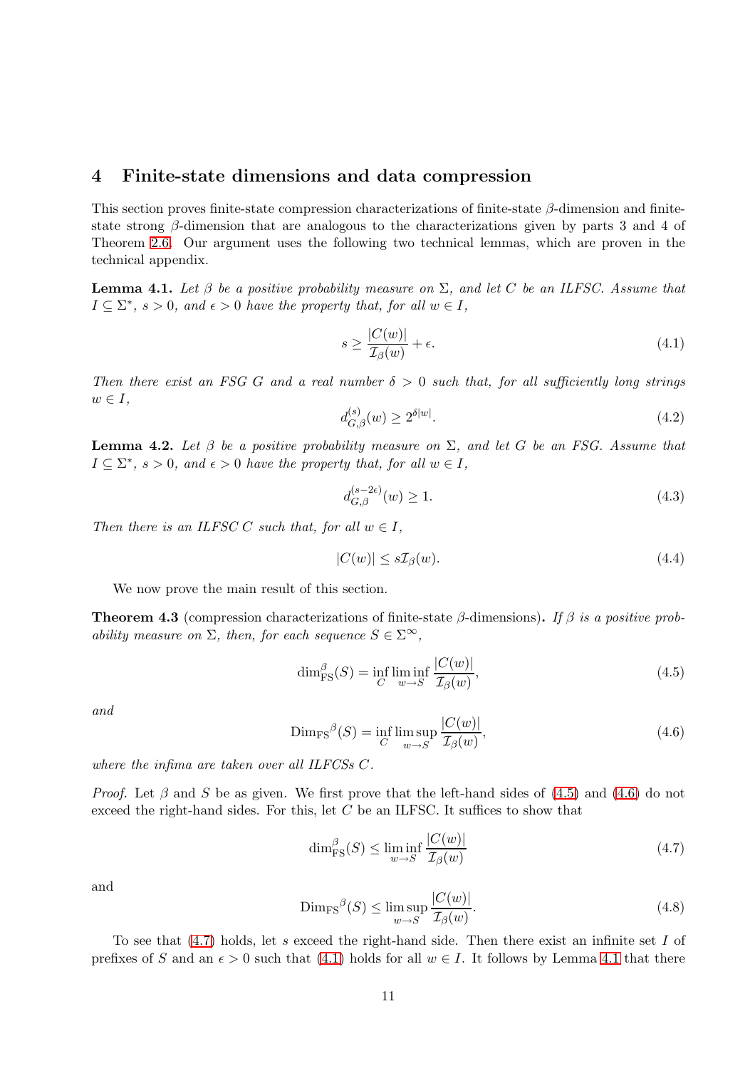## 4 Finite-state dimensions and data compression

This section proves finite-state compression characterizations of finite-state $\beta$-dimension and finite-state strong $\beta$-dimension that are analogous to the characterizations given by parts 3 and 4 of Theorem 2.6. Our argument uses the following two technical lemmas, which are proven in the technical appendix.

**Lemma 4.1.** *Let $\beta$ be a positive probability measure on $\Sigma$, and let $C$ be an ILFSC. Assume that $I \subseteq \Sigma^*$, $s > 0$, and $\epsilon > 0$ have the property that, for all $w \in I$,*

$$s \geq \frac{|C(w)|}{\mathcal{I}_\beta(w)} + \epsilon. \tag{4.1}$$

*Then there exist an FSG $G$ and a real number $\delta > 0$ such that, for all sufficiently long strings $w \in I$,*

$$d^{(s)}_{G,\beta}(w) \geq 2^{\delta|w|}. \tag{4.2}$$

**Lemma 4.2.** *Let $\beta$ be a positive probability measure on $\Sigma$, and let $G$ be an FSG. Assume that $I \subseteq \Sigma^*$, $s > 0$, and $\epsilon > 0$ have the property that, for all $w \in I$,*

$$d^{(s-2\epsilon)}_{G,\beta}(w) \geq 1. \tag{4.3}$$

*Then there is an ILFSC $C$ such that, for all $w \in I$,*

$$|C(w)| \leq s\mathcal{I}_\beta(w). \tag{4.4}$$

We now prove the main result of this section.

**Theorem 4.3** (compression characterizations of finite-state $\beta$-dimensions)**.** *If $\beta$ is a positive probability measure on $\Sigma$, then, for each sequence $S \in \Sigma^\infty$,*

$$\dim^\beta_{\mathrm{FS}}(S) = \inf_C \liminf_{w \to S} \frac{|C(w)|}{\mathcal{I}_\beta(w)}, \tag{4.5}$$

*and*

$$\mathrm{Dim_{FS}}^\beta(S) = \inf_C \limsup_{w \to S} \frac{|C(w)|}{\mathcal{I}_\beta(w)}, \tag{4.6}$$

*where the infima are taken over all ILFCSs $C$.*

*Proof.* Let $\beta$ and $S$ be as given. We first prove that the left-hand sides of (4.5) and (4.6) do not exceed the right-hand sides. For this, let $C$ be an ILFSC. It suffices to show that

$$\dim^\beta_{\mathrm{FS}}(S) \leq \liminf_{w \to S} \frac{|C(w)|}{\mathcal{I}_\beta(w)} \tag{4.7}$$

and

$$\mathrm{Dim_{FS}}^\beta(S) \leq \limsup_{w \to S} \frac{|C(w)|}{\mathcal{I}_\beta(w)}. \tag{4.8}$$

To see that (4.7) holds, let $s$ exceed the right-hand side. Then there exist an infinite set $I$ of prefixes of $S$ and an $\epsilon > 0$ such that (4.1) holds for all $w \in I$. It follows by Lemma 4.1 that there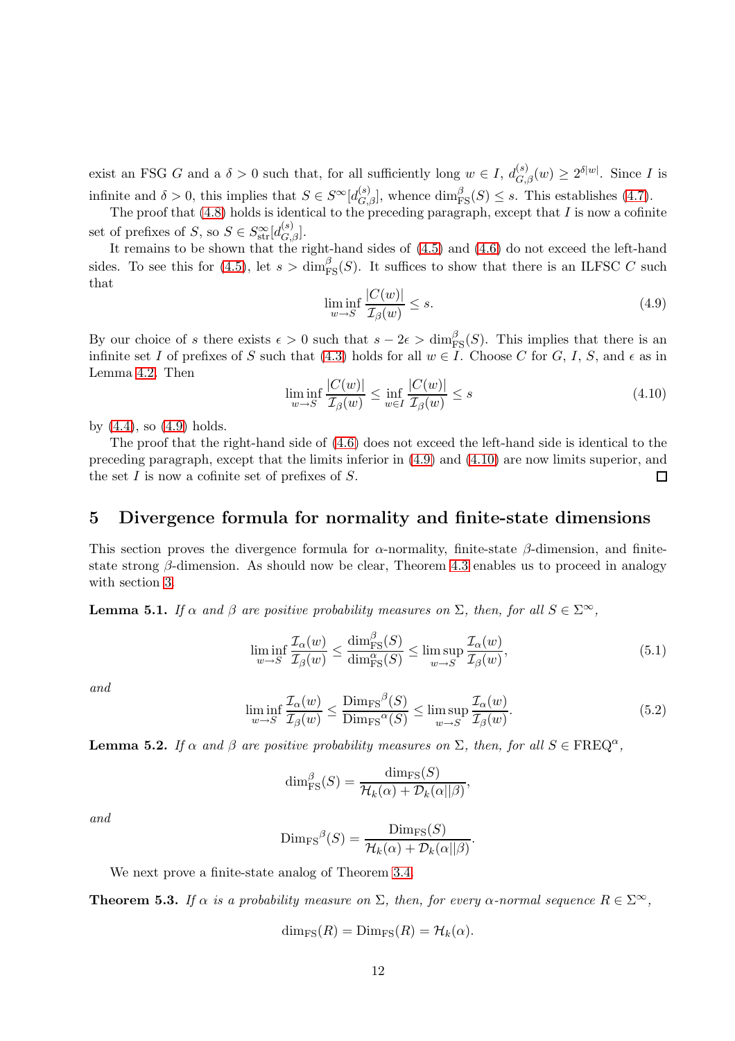exist an FSG $G$ and a $\delta > 0$ such that, for all sufficiently long $w \in I$, $d^{(s)}_{G,\beta}(w) \geq 2^{\delta|w|}$. Since $I$ is infinite and $\delta > 0$, this implies that $S \in S^{\infty}[d^{(s)}_{G,\beta}]$, whence $\dim^{\beta}_{\mathrm{FS}}(S) \leq s$. This establishes (4.7).

The proof that (4.8) holds is identical to the preceding paragraph, except that $I$ is now a cofinite set of prefixes of $S$, so $S \in S^{\infty}_{\mathrm{str}}[d^{(s)}_{G,\beta}]$.

It remains to be shown that the right-hand sides of (4.5) and (4.6) do not exceed the left-hand sides. To see this for (4.5), let $s > \dim^{\beta}_{\mathrm{FS}}(S)$. It suffices to show that there is an ILFSC $C$ such that

$$\liminf_{w \to S} \frac{|C(w)|}{\mathcal{I}_{\beta}(w)} \leq s. \tag{4.9}$$

By our choice of $s$ there exists $\epsilon > 0$ such that $s - 2\epsilon > \dim^{\beta}_{\mathrm{FS}}(S)$. This implies that there is an infinite set $I$ of prefixes of $S$ such that (4.3) holds for all $w \in I$. Choose $C$ for $G$, $I$, $S$, and $\epsilon$ as in Lemma 4.2. Then

$$\liminf_{w \to S} \frac{|C(w)|}{\mathcal{I}_{\beta}(w)} \leq \inf_{w \in I} \frac{|C(w)|}{\mathcal{I}_{\beta}(w)} \leq s \tag{4.10}$$

by (4.4), so (4.9) holds.

The proof that the right-hand side of (4.6) does not exceed the left-hand side is identical to the preceding paragraph, except that the limits inferior in (4.9) and (4.10) are now limits superior, and the set $I$ is now a cofinite set of prefixes of $S$. □

## 5 Divergence formula for normality and finite-state dimensions

This section proves the divergence formula for $\alpha$-normality, finite-state $\beta$-dimension, and finite-state strong $\beta$-dimension. As should now be clear, Theorem 4.3 enables us to proceed in analogy with section 3.

**Lemma 5.1.** *If $\alpha$ and $\beta$ are positive probability measures on $\Sigma$, then, for all $S \in \Sigma^{\infty}$,*

$$\liminf_{w \to S} \frac{\mathcal{I}_{\alpha}(w)}{\mathcal{I}_{\beta}(w)} \leq \frac{\dim^{\beta}_{\mathrm{FS}}(S)}{\dim^{\alpha}_{\mathrm{FS}}(S)} \leq \limsup_{w \to S} \frac{\mathcal{I}_{\alpha}(w)}{\mathcal{I}_{\beta}(w)}, \tag{5.1}$$

*and*

$$\liminf_{w \to S} \frac{\mathcal{I}_{\alpha}(w)}{\mathcal{I}_{\beta}(w)} \leq \frac{\mathrm{Dim_{FS}}^{\beta}(S)}{\mathrm{Dim_{FS}}^{\alpha}(S)} \leq \limsup_{w \to S} \frac{\mathcal{I}_{\alpha}(w)}{\mathcal{I}_{\beta}(w)}. \tag{5.2}$$

**Lemma 5.2.** *If $\alpha$ and $\beta$ are positive probability measures on $\Sigma$, then, for all $S \in \mathrm{FREQ}^{\alpha}$,*

$$\dim^{\beta}_{\mathrm{FS}}(S) = \frac{\dim_{\mathrm{FS}}(S)}{\mathcal{H}_k(\alpha) + \mathcal{D}_k(\alpha||\beta)},$$

*and*

$$\mathrm{Dim_{FS}}^{\beta}(S) = \frac{\mathrm{Dim_{FS}}(S)}{\mathcal{H}_k(\alpha) + \mathcal{D}_k(\alpha||\beta)}.$$

We next prove a finite-state analog of Theorem 3.4.

**Theorem 5.3.** *If $\alpha$ is a probability measure on $\Sigma$, then, for every $\alpha$-normal sequence $R \in \Sigma^{\infty}$,*

$$\dim_{\mathrm{FS}}(R) = \mathrm{Dim_{FS}}(R) = \mathcal{H}_k(\alpha).$$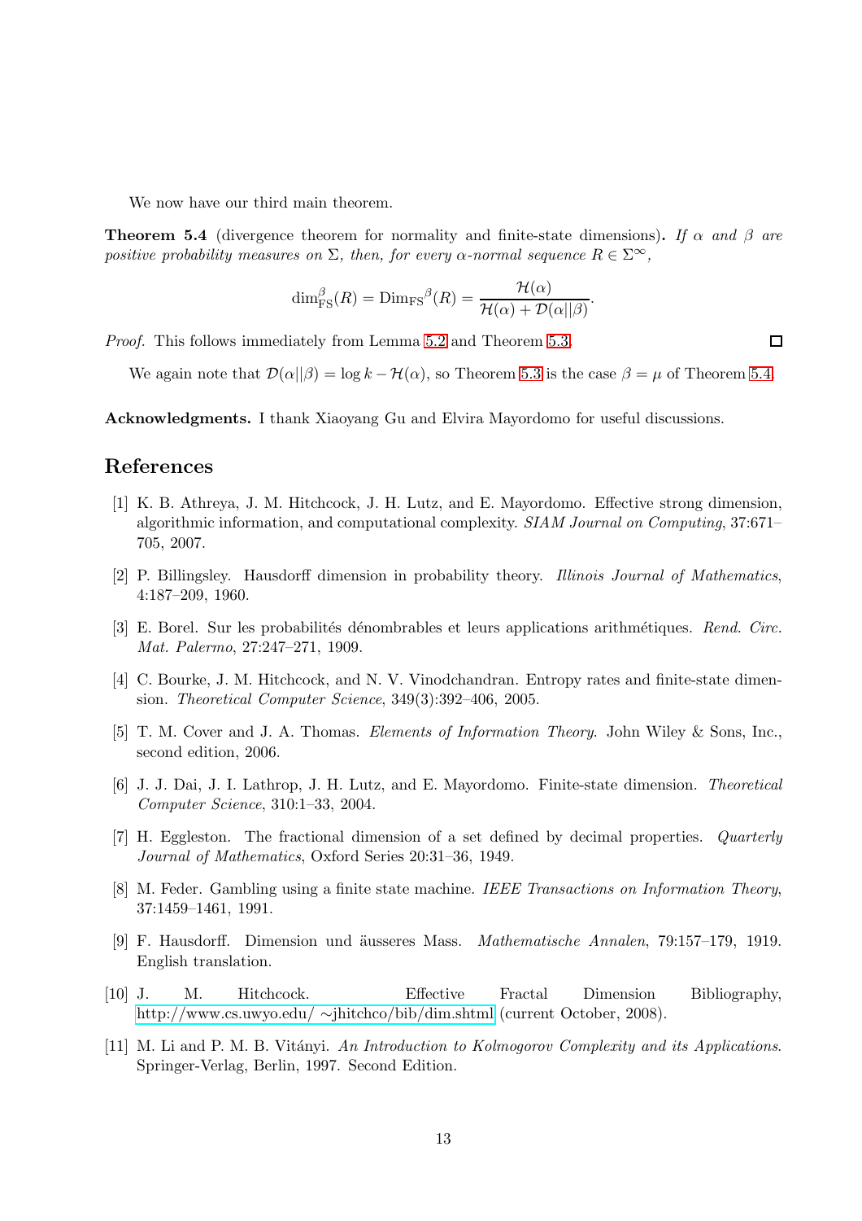We now have our third main theorem.

**Theorem 5.4** (divergence theorem for normality and finite-state dimensions)**.** *If $\alpha$ and $\beta$ are positive probability measures on $\Sigma$, then, for every $\alpha$-normal sequence $R \in \Sigma^\infty$,*

$$\dim_{\mathrm{FS}}^{\beta}(R) = \mathrm{Dim}_{\mathrm{FS}}{}^{\beta}(R) = \frac{\mathcal{H}(\alpha)}{\mathcal{H}(\alpha) + \mathcal{D}(\alpha||\beta)}.$$

*Proof.* This follows immediately from Lemma 5.2 and Theorem 5.3. □

We again note that $\mathcal{D}(\alpha||\beta) = \log k - \mathcal{H}(\alpha)$, so Theorem 5.3 is the case $\beta = \mu$ of Theorem 5.4.

**Acknowledgments.** I thank Xiaoyang Gu and Elvira Mayordomo for useful discussions.

## References

[1] K. B. Athreya, J. M. Hitchcock, J. H. Lutz, and E. Mayordomo. Effective strong dimension, algorithmic information, and computational complexity. *SIAM Journal on Computing*, 37:671–705, 2007.

[2] P. Billingsley. Hausdorff dimension in probability theory. *Illinois Journal of Mathematics*, 4:187–209, 1960.

[3] E. Borel. Sur les probabilités dénombrables et leurs applications arithmétiques. *Rend. Circ. Mat. Palermo*, 27:247–271, 1909.

[4] C. Bourke, J. M. Hitchcock, and N. V. Vinodchandran. Entropy rates and finite-state dimension. *Theoretical Computer Science*, 349(3):392–406, 2005.

[5] T. M. Cover and J. A. Thomas. *Elements of Information Theory*. John Wiley & Sons, Inc., second edition, 2006.

[6] J. J. Dai, J. I. Lathrop, J. H. Lutz, and E. Mayordomo. Finite-state dimension. *Theoretical Computer Science*, 310:1–33, 2004.

[7] H. Eggleston. The fractional dimension of a set defined by decimal properties. *Quarterly Journal of Mathematics*, Oxford Series 20:31–36, 1949.

[8] M. Feder. Gambling using a finite state machine. *IEEE Transactions on Information Theory*, 37:1459–1461, 1991.

[9] F. Hausdorff. Dimension und äusseres Mass. *Mathematische Annalen*, 79:157–179, 1919. English translation.

[10] J. M. Hitchcock. Effective Fractal Dimension Bibliography, http://www.cs.uwyo.edu/ ∼jhitchco/bib/dim.shtml (current October, 2008).

[11] M. Li and P. M. B. Vitányi. *An Introduction to Kolmogorov Complexity and its Applications*. Springer-Verlag, Berlin, 1997. Second Edition.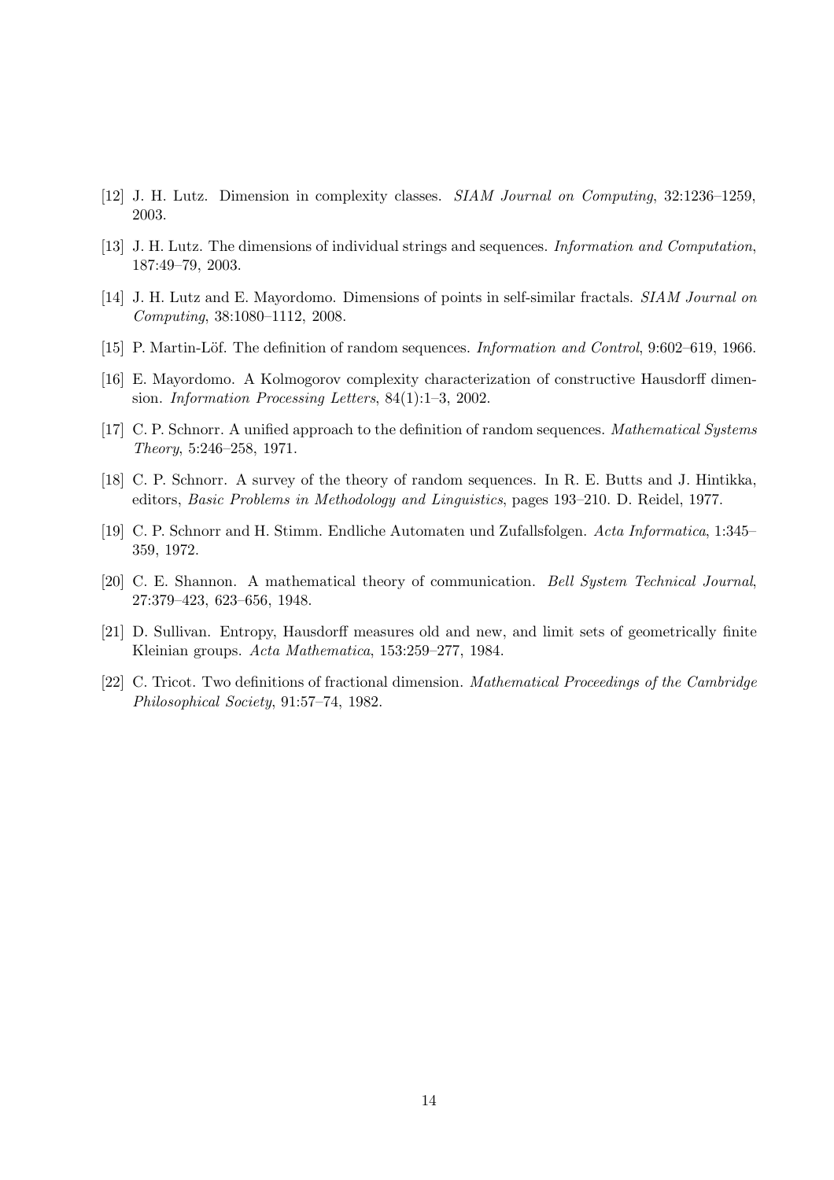[12] J. H. Lutz. Dimension in complexity classes. *SIAM Journal on Computing*, 32:1236–1259, 2003.

[13] J. H. Lutz. The dimensions of individual strings and sequences. *Information and Computation*, 187:49–79, 2003.

[14] J. H. Lutz and E. Mayordomo. Dimensions of points in self-similar fractals. *SIAM Journal on Computing*, 38:1080–1112, 2008.

[15] P. Martin-Löf. The definition of random sequences. *Information and Control*, 9:602–619, 1966.

[16] E. Mayordomo. A Kolmogorov complexity characterization of constructive Hausdorff dimension. *Information Processing Letters*, 84(1):1–3, 2002.

[17] C. P. Schnorr. A unified approach to the definition of random sequences. *Mathematical Systems Theory*, 5:246–258, 1971.

[18] C. P. Schnorr. A survey of the theory of random sequences. In R. E. Butts and J. Hintikka, editors, *Basic Problems in Methodology and Linguistics*, pages 193–210. D. Reidel, 1977.

[19] C. P. Schnorr and H. Stimm. Endliche Automaten und Zufallsfolgen. *Acta Informatica*, 1:345–359, 1972.

[20] C. E. Shannon. A mathematical theory of communication. *Bell System Technical Journal*, 27:379–423, 623–656, 1948.

[21] D. Sullivan. Entropy, Hausdorff measures old and new, and limit sets of geometrically finite Kleinian groups. *Acta Mathematica*, 153:259–277, 1984.

[22] C. Tricot. Two definitions of fractional dimension. *Mathematical Proceedings of the Cambridge Philosophical Society*, 91:57–74, 1982.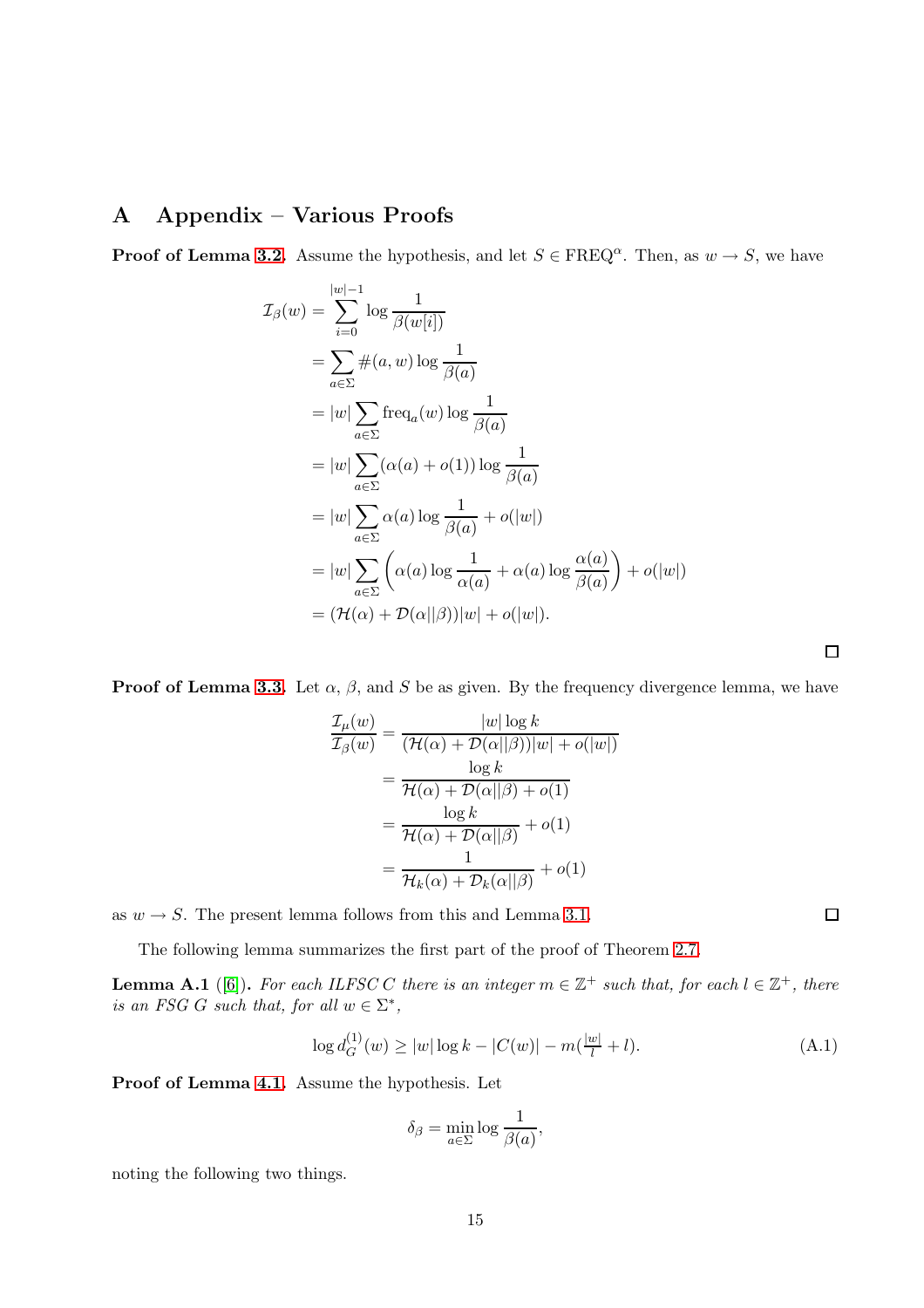# A Appendix – Various Proofs

**Proof of Lemma 3.2.** Assume the hypothesis, and let $S \in \mathrm{FREQ}^{\alpha}$. Then, as $w \to S$, we have

$$
\begin{aligned}
\mathcal{I}_\beta(w) &= \sum_{i=0}^{|w|-1} \log \frac{1}{\beta(w[i])} \\
&= \sum_{a \in \Sigma} \#(a, w) \log \frac{1}{\beta(a)} \\
&= |w| \sum_{a \in \Sigma} \mathrm{freq}_a(w) \log \frac{1}{\beta(a)} \\
&= |w| \sum_{a \in \Sigma} (\alpha(a) + o(1)) \log \frac{1}{\beta(a)} \\
&= |w| \sum_{a \in \Sigma} \alpha(a) \log \frac{1}{\beta(a)} + o(|w|) \\
&= |w| \sum_{a \in \Sigma} \left( \alpha(a) \log \frac{1}{\alpha(a)} + \alpha(a) \log \frac{\alpha(a)}{\beta(a)} \right) + o(|w|) \\
&= (\mathcal{H}(\alpha) + \mathcal{D}(\alpha || \beta))|w| + o(|w|).
\end{aligned}
$$

□

**Proof of Lemma 3.3.** Let $\alpha$, $\beta$, and $S$ be as given. By the frequency divergence lemma, we have

$$
\begin{aligned}
\frac{\mathcal{I}_\mu(w)}{\mathcal{I}_\beta(w)} &= \frac{|w| \log k}{(\mathcal{H}(\alpha) + \mathcal{D}(\alpha || \beta))|w| + o(|w|)} \\
&= \frac{\log k}{\mathcal{H}(\alpha) + \mathcal{D}(\alpha || \beta) + o(1)} \\
&= \frac{\log k}{\mathcal{H}(\alpha) + \mathcal{D}(\alpha || \beta)} + o(1) \\
&= \frac{1}{\mathcal{H}_k(\alpha) + \mathcal{D}_k(\alpha || \beta)} + o(1)
\end{aligned}
$$

as $w \to S$. The present lemma follows from this and Lemma 3.1. □

The following lemma summarizes the first part of the proof of Theorem 2.7.

**Lemma A.1** ([6]). *For each ILFSC $C$ there is an integer $m \in \mathbb{Z}^+$ such that, for each $l \in \mathbb{Z}^+$, there is an FSG $G$ such that, for all $w \in \Sigma^*$,*

$$
\log d_G^{(1)}(w) \geq |w| \log k - |C(w)| - m\left(\tfrac{|w|}{l} + l\right). \tag{A.1}
$$

**Proof of Lemma 4.1.** Assume the hypothesis. Let

$$
\delta_\beta = \min_{a \in \Sigma} \log \frac{1}{\beta(a)},
$$

noting the following two things.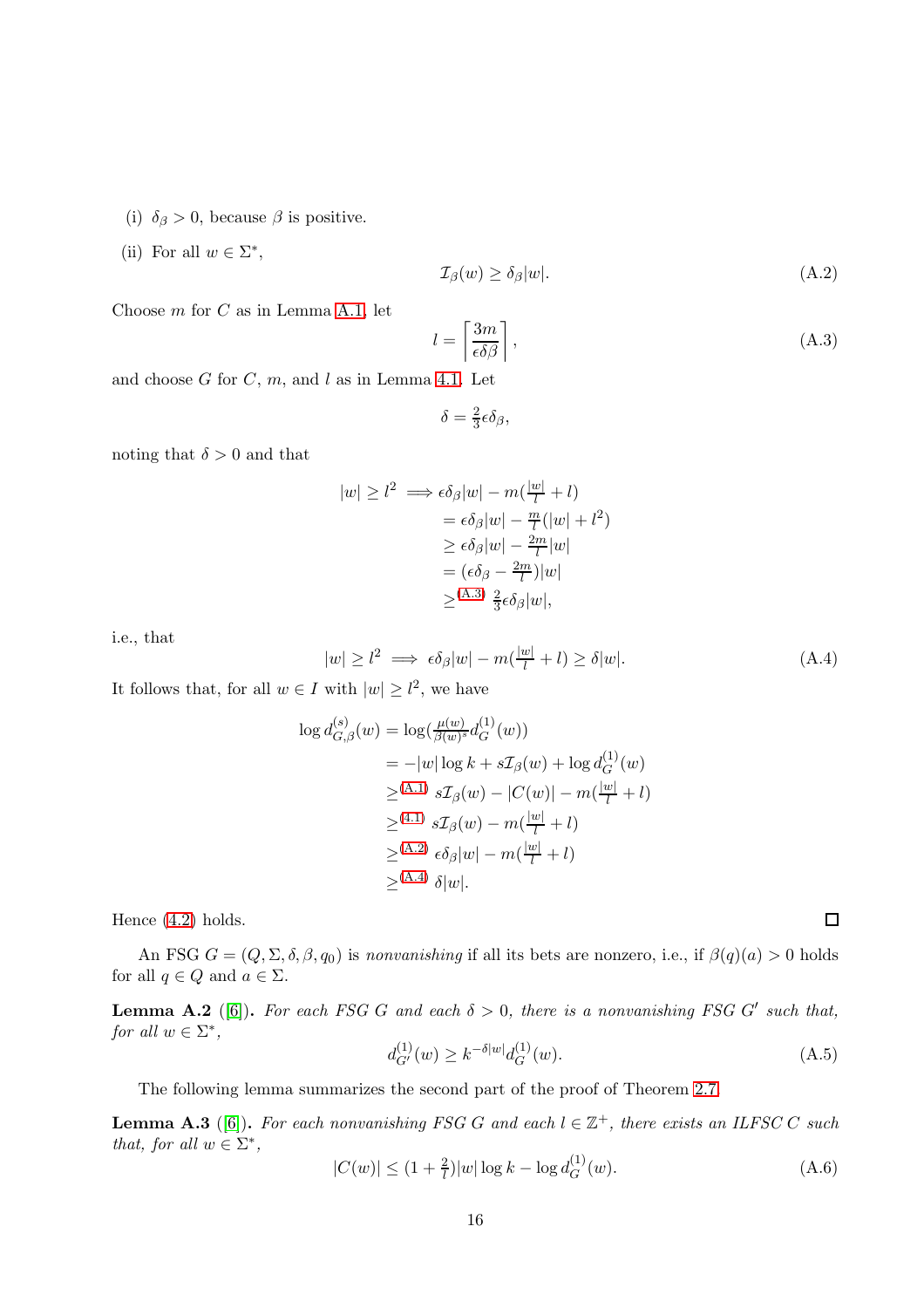(i) $\delta_\beta > 0$, because $\beta$ is positive.

(ii) For all $w \in \Sigma^*$,

$$\mathcal{I}_\beta(w) \geq \delta_\beta |w|. \tag{A.2}$$

Choose $m$ for $C$ as in Lemma A.1, let

$$l = \left\lceil \frac{3m}{\epsilon \delta \beta} \right\rceil, \tag{A.3}$$

and choose $G$ for $C$, $m$, and $l$ as in Lemma 4.1. Let

$$\delta = \tfrac{2}{3}\epsilon\delta_\beta,$$

noting that $\delta > 0$ and that

$$\begin{aligned}
|w| \geq l^2 \implies & \epsilon\delta_\beta|w| - m(\tfrac{|w|}{l} + l) \\
&= \epsilon\delta_\beta|w| - \tfrac{m}{l}(|w| + l^2) \\
&\geq \epsilon\delta_\beta|w| - \tfrac{2m}{l}|w| \\
&= (\epsilon\delta_\beta - \tfrac{2m}{l})|w| \\
&\geq^{(A.3)} \tfrac{2}{3}\epsilon\delta_\beta|w|,
\end{aligned}$$

i.e., that

$$|w| \geq l^2 \implies \epsilon\delta_\beta|w| - m(\tfrac{|w|}{l} + l) \geq \delta|w|. \tag{A.4}$$

It follows that, for all $w \in I$ with $|w| \geq l^2$, we have

$$\begin{aligned}
\log d^{(s)}_{G,\beta}(w) &= \log(\tfrac{\mu(w)}{\beta(w)^s} d^{(1)}_G(w)) \\
&= -|w|\log k + s\mathcal{I}_\beta(w) + \log d^{(1)}_G(w) \\
&\geq^{(A.1)} s\mathcal{I}_\beta(w) - |C(w)| - m(\tfrac{|w|}{l} + l) \\
&\geq^{(4.1)} s\mathcal{I}_\beta(w) - m(\tfrac{|w|}{l} + l) \\
&\geq^{(A.2)} \epsilon\delta_\beta|w| - m(\tfrac{|w|}{l} + l) \\
&\geq^{(A.4)} \delta|w|.
\end{aligned}$$

Hence (4.2) holds. $\square$

An FSG $G = (Q, \Sigma, \delta, \beta, q_0)$ is *nonvanishing* if all its bets are nonzero, i.e., if $\beta(q)(a) > 0$ holds for all $q \in Q$ and $a \in \Sigma$.

**Lemma A.2** ([6]). *For each FSG $G$ and each $\delta > 0$, there is a nonvanishing FSG $G'$ such that, for all $w \in \Sigma^*$,*

$$d^{(1)}_{G'}(w) \geq k^{-\delta|w|} d^{(1)}_G(w). \tag{A.5}$$

The following lemma summarizes the second part of the proof of Theorem 2.7.

**Lemma A.3** ([6]). *For each nonvanishing FSG $G$ and each $l \in \mathbb{Z}^+$, there exists an ILFSC $C$ such that, for all $w \in \Sigma^*$,*

$$|C(w)| \leq (1 + \tfrac{2}{l})|w|\log k - \log d^{(1)}_G(w). \tag{A.6}$$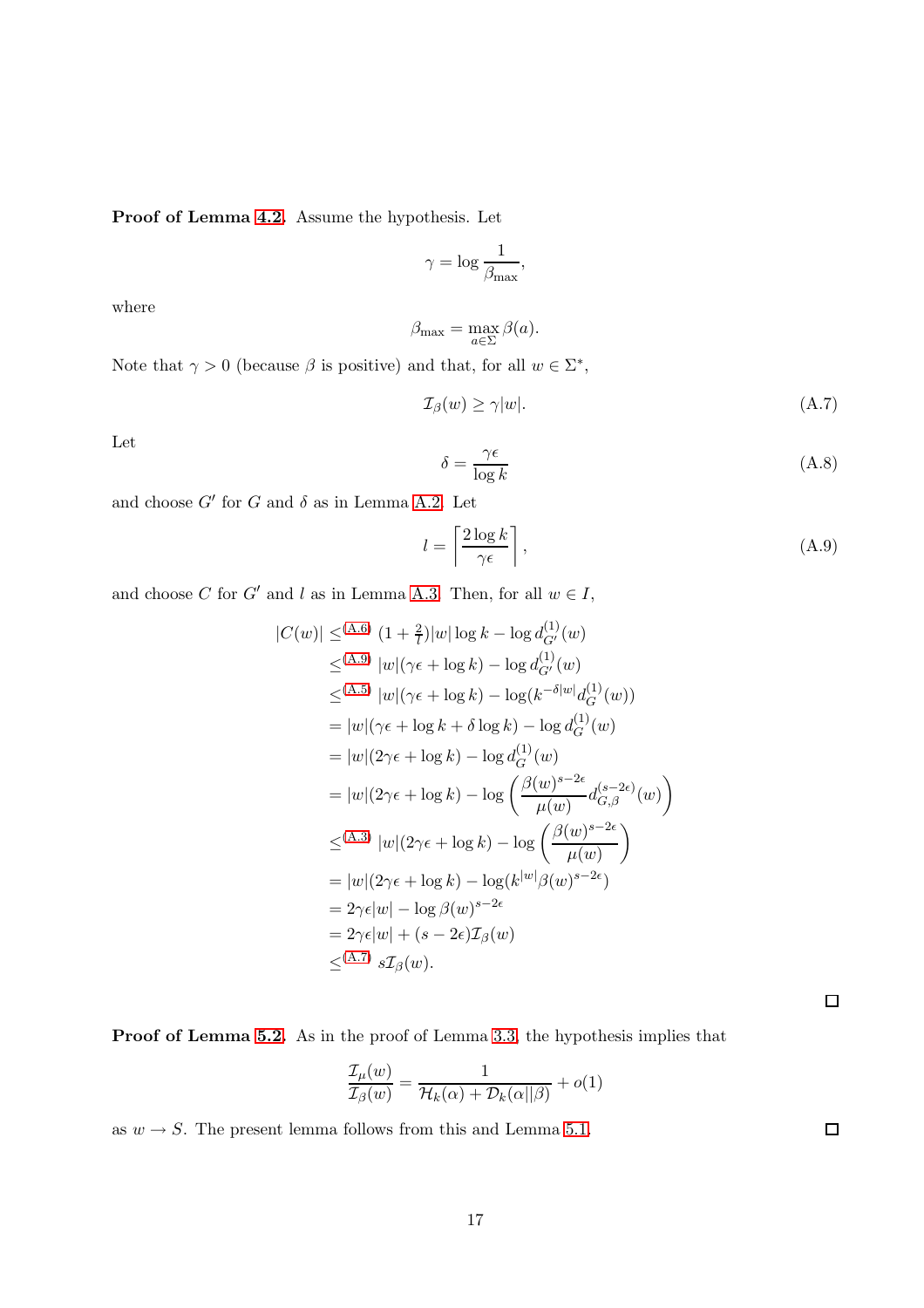**Proof of Lemma 4.2.** Assume the hypothesis. Let

$$\gamma = \log \frac{1}{\beta_{\max}},$$

where

$$\beta_{\max} = \max_{a \in \Sigma} \beta(a).$$

Note that $\gamma > 0$ (because $\beta$ is positive) and that, for all $w \in \Sigma^*$,

$$\mathcal{I}_\beta(w) \geq \gamma |w|. \tag{A.7}$$

Let

$$\delta = \frac{\gamma \epsilon}{\log k} \tag{A.8}$$

and choose $G'$ for $G$ and $\delta$ as in Lemma A.2. Let

$$l = \left\lceil \frac{2 \log k}{\gamma \epsilon} \right\rceil, \tag{A.9}$$

and choose $C$ for $G'$ and $l$ as in Lemma A.3. Then, for all $w \in I$,

$$
\begin{aligned}
|C(w)| &\leq^{(A.6)} (1 + \tfrac{2}{l})|w| \log k - \log d_{G'}^{(1)}(w) \\
&\leq^{(A.9)} |w|(\gamma\epsilon + \log k) - \log d_{G'}^{(1)}(w) \\
&\leq^{(A.5)} |w|(\gamma\epsilon + \log k) - \log(k^{-\delta|w|} d_G^{(1)}(w)) \\
&= |w|(\gamma\epsilon + \log k + \delta \log k) - \log d_G^{(1)}(w) \\
&= |w|(2\gamma\epsilon + \log k) - \log d_G^{(1)}(w) \\
&= |w|(2\gamma\epsilon + \log k) - \log \left( \frac{\beta(w)^{s-2\epsilon}}{\mu(w)} d_{G,\beta}^{(s-2\epsilon)}(w) \right) \\
&\leq^{(A.3)} |w|(2\gamma\epsilon + \log k) - \log \left( \frac{\beta(w)^{s-2\epsilon}}{\mu(w)} \right) \\
&= |w|(2\gamma\epsilon + \log k) - \log(k^{|w|} \beta(w)^{s-2\epsilon}) \\
&= 2\gamma\epsilon|w| - \log \beta(w)^{s-2\epsilon} \\
&= 2\gamma\epsilon|w| + (s - 2\epsilon)\mathcal{I}_\beta(w) \\
&\leq^{(A.7)} s\mathcal{I}_\beta(w).
\end{aligned}
$$

□

**Proof of Lemma 5.2.** As in the proof of Lemma 3.3, the hypothesis implies that

$$\frac{\mathcal{I}_\mu(w)}{\mathcal{I}_\beta(w)} = \frac{1}{\mathcal{H}_k(\alpha) + \mathcal{D}_k(\alpha || \beta)} + o(1)$$

as $w \to S$. The present lemma follows from this and Lemma 5.1.

□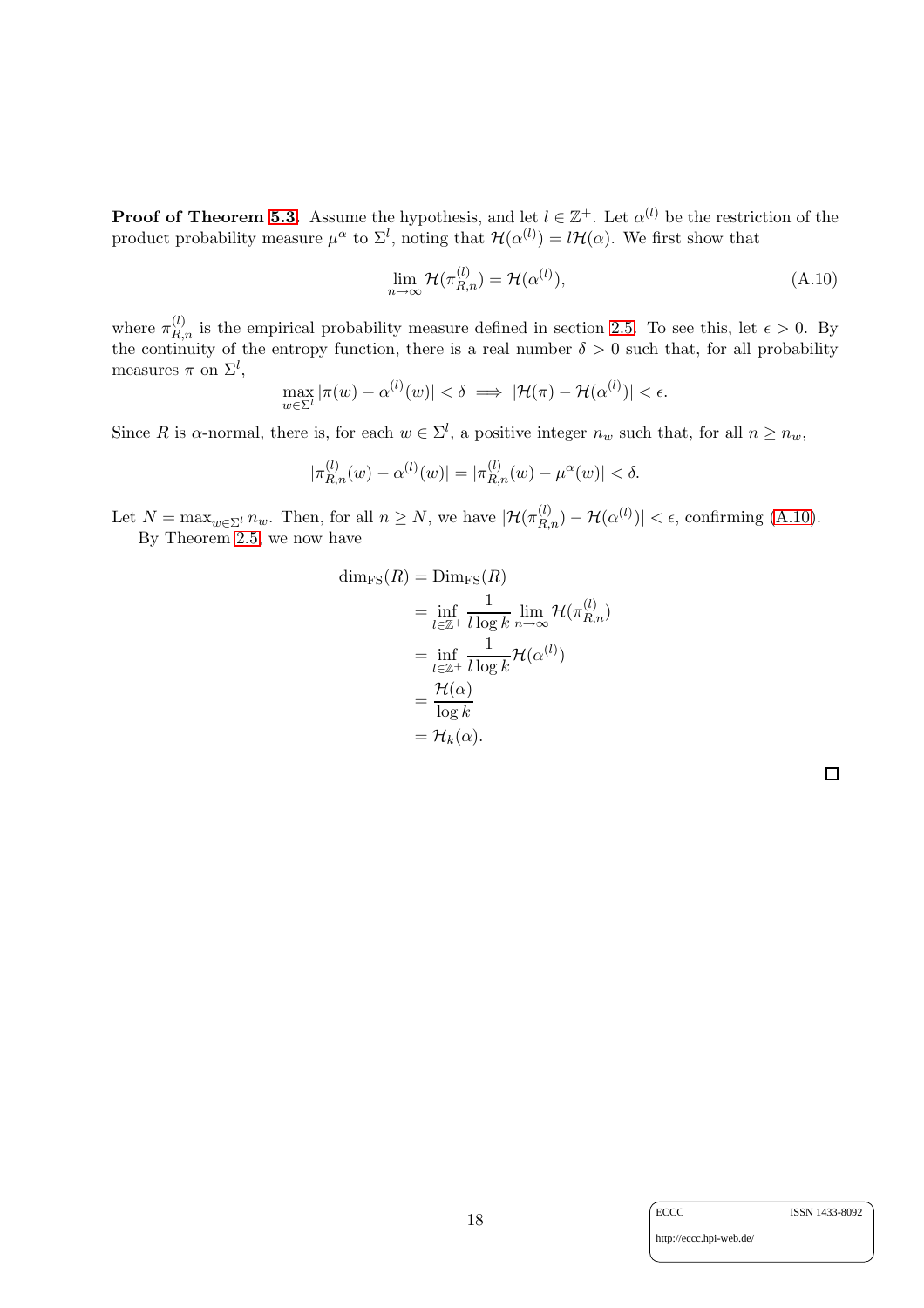**Proof of Theorem 5.3.** Assume the hypothesis, and let $l \in \mathbb{Z}^+$. Let $\alpha^{(l)}$ be the restriction of the product probability measure $\mu^\alpha$ to $\Sigma^l$, noting that $\mathcal{H}(\alpha^{(l)}) = l\mathcal{H}(\alpha)$. We first show that

$$\lim_{n\to\infty} \mathcal{H}(\pi^{(l)}_{R,n}) = \mathcal{H}(\alpha^{(l)}), \tag{A.10}$$

where $\pi^{(l)}_{R,n}$ is the empirical probability measure defined in section 2.5. To see this, let $\epsilon > 0$. By the continuity of the entropy function, there is a real number $\delta > 0$ such that, for all probability measures $\pi$ on $\Sigma^l$,

$$\max_{w\in\Sigma^l} |\pi(w) - \alpha^{(l)}(w)| < \delta \implies |\mathcal{H}(\pi) - \mathcal{H}(\alpha^{(l)})| < \epsilon.$$

Since $R$ is $\alpha$-normal, there is, for each $w \in \Sigma^l$, a positive integer $n_w$ such that, for all $n \geq n_w$,

$$|\pi^{(l)}_{R,n}(w) - \alpha^{(l)}(w)| = |\pi^{(l)}_{R,n}(w) - \mu^\alpha(w)| < \delta.$$

Let $N = \max_{w\in\Sigma^l} n_w$. Then, for all $n \geq N$, we have $|\mathcal{H}(\pi^{(l)}_{R,n}) - \mathcal{H}(\alpha^{(l)})| < \epsilon$, confirming (A.10).

By Theorem 2.5, we now have

$$\begin{aligned}
\dim_{\mathrm{FS}}(R) &= \mathrm{Dim}_{\mathrm{FS}}(R) \\
&= \inf_{l\in\mathbb{Z}^+} \frac{1}{l\log k} \lim_{n\to\infty} \mathcal{H}(\pi^{(l)}_{R,n}) \\
&= \inf_{l\in\mathbb{Z}^+} \frac{1}{l\log k} \mathcal{H}(\alpha^{(l)}) \\
&= \frac{\mathcal{H}(\alpha)}{\log k} \\
&= \mathcal{H}_k(\alpha).
\end{aligned}$$

□